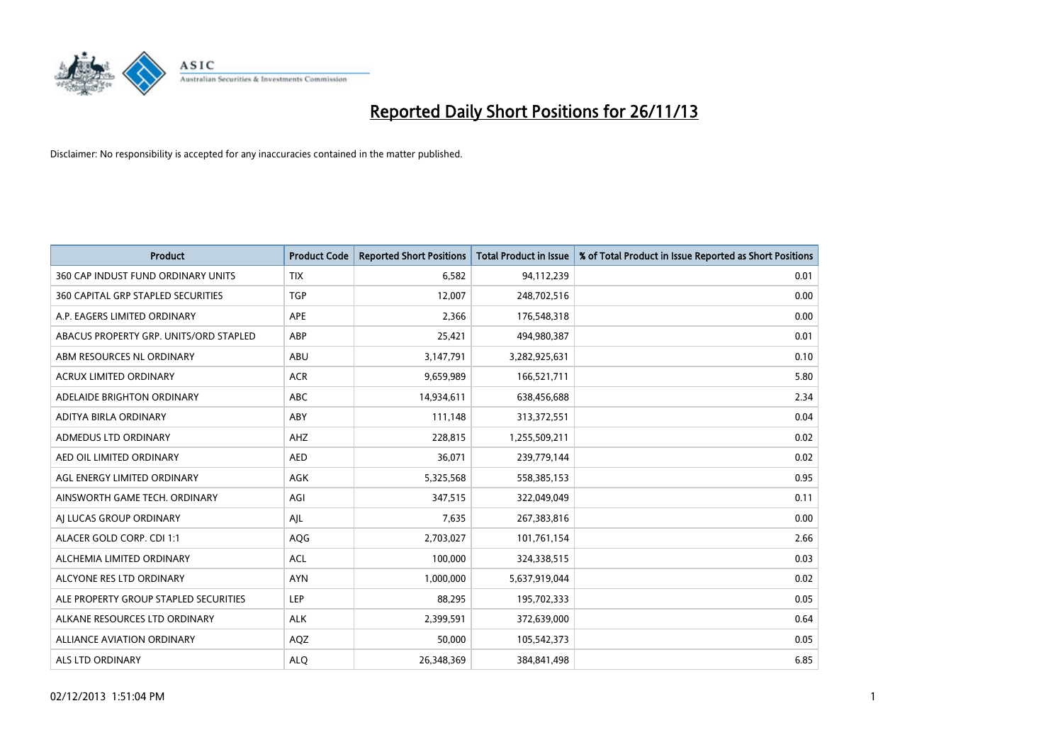# Reported Daily Short Positions for 26/11/13

Disclaimer: No responsibility is accepted for any inaccuracies contained in the matter published.

| Product | Product Code | Reported Short Positions | Total Product in Issue | % of Total Product in Issue Reported as Short Positions |
|---|---|---|---|---|
| 360 CAP INDUST FUND ORDINARY UNITS | TIX | 6,582 | 94,112,239 | 0.01 |
| 360 CAPITAL GRP STAPLED SECURITIES | TGP | 12,007 | 248,702,516 | 0.00 |
| A.P. EAGERS LIMITED ORDINARY | APE | 2,366 | 176,548,318 | 0.00 |
| ABACUS PROPERTY GRP. UNITS/ORD STAPLED | ABP | 25,421 | 494,980,387 | 0.01 |
| ABM RESOURCES NL ORDINARY | ABU | 3,147,791 | 3,282,925,631 | 0.10 |
| ACRUX LIMITED ORDINARY | ACR | 9,659,989 | 166,521,711 | 5.80 |
| ADELAIDE BRIGHTON ORDINARY | ABC | 14,934,611 | 638,456,688 | 2.34 |
| ADITYA BIRLA ORDINARY | ABY | 111,148 | 313,372,551 | 0.04 |
| ADMEDUS LTD ORDINARY | AHZ | 228,815 | 1,255,509,211 | 0.02 |
| AED OIL LIMITED ORDINARY | AED | 36,071 | 239,779,144 | 0.02 |
| AGL ENERGY LIMITED ORDINARY | AGK | 5,325,568 | 558,385,153 | 0.95 |
| AINSWORTH GAME TECH. ORDINARY | AGI | 347,515 | 322,049,049 | 0.11 |
| AJ LUCAS GROUP ORDINARY | AJL | 7,635 | 267,383,816 | 0.00 |
| ALACER GOLD CORP. CDI 1:1 | AQG | 2,703,027 | 101,761,154 | 2.66 |
| ALCHEMIA LIMITED ORDINARY | ACL | 100,000 | 324,338,515 | 0.03 |
| ALCYONE RES LTD ORDINARY | AYN | 1,000,000 | 5,637,919,044 | 0.02 |
| ALE PROPERTY GROUP STAPLED SECURITIES | LEP | 88,295 | 195,702,333 | 0.05 |
| ALKANE RESOURCES LTD ORDINARY | ALK | 2,399,591 | 372,639,000 | 0.64 |
| ALLIANCE AVIATION ORDINARY | AQZ | 50,000 | 105,542,373 | 0.05 |
| ALS LTD ORDINARY | ALQ | 26,348,369 | 384,841,498 | 6.85 |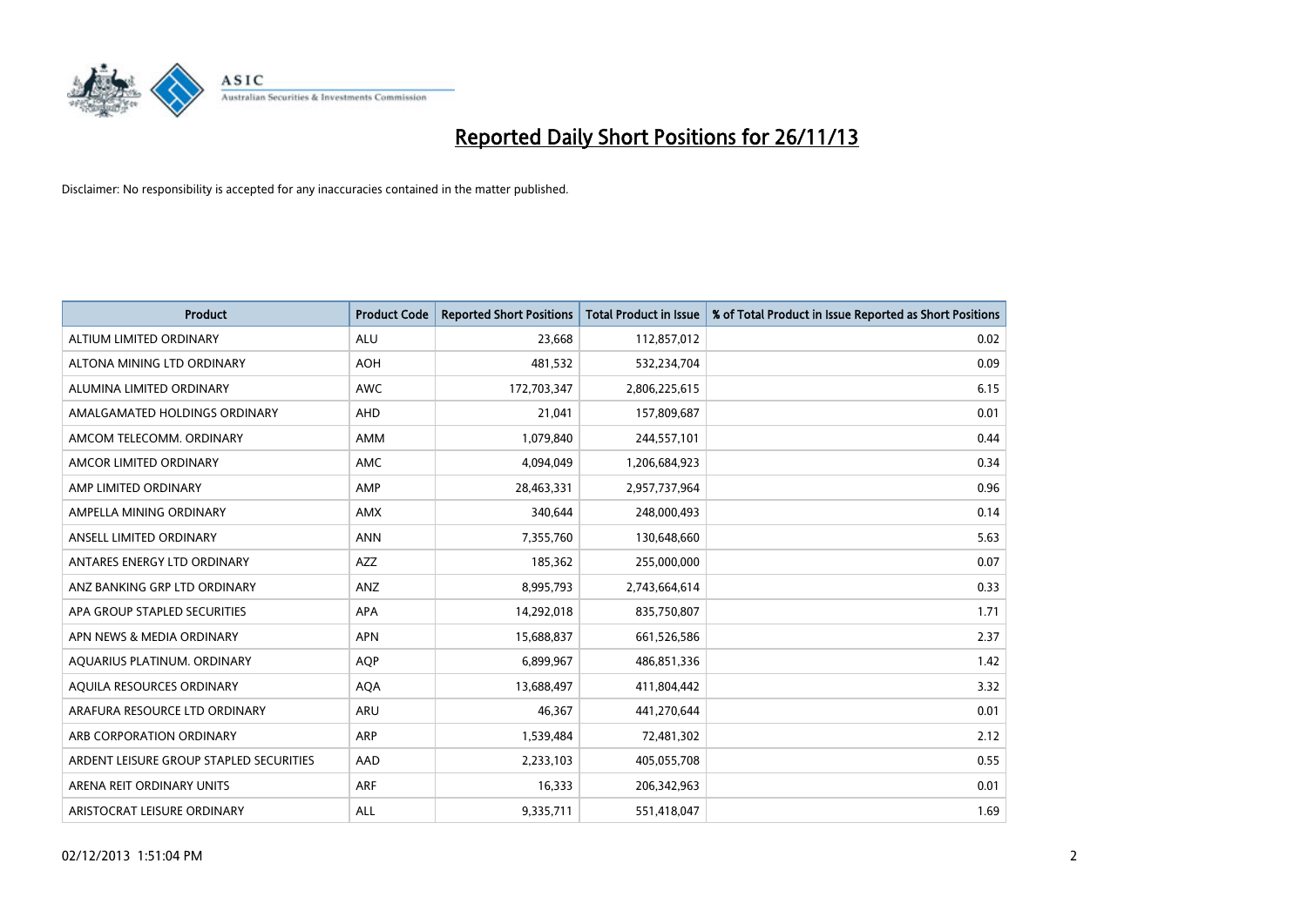# Reported Daily Short Positions for 26/11/13

Disclaimer: No responsibility is accepted for any inaccuracies contained in the matter published.

| Product | Product Code | Reported Short Positions | Total Product in Issue | % of Total Product in Issue Reported as Short Positions |
|---|---|---|---|---|
| ALTIUM LIMITED ORDINARY | ALU | 23,668 | 112,857,012 | 0.02 |
| ALTONA MINING LTD ORDINARY | AOH | 481,532 | 532,234,704 | 0.09 |
| ALUMINA LIMITED ORDINARY | AWC | 172,703,347 | 2,806,225,615 | 6.15 |
| AMALGAMATED HOLDINGS ORDINARY | AHD | 21,041 | 157,809,687 | 0.01 |
| AMCOM TELECOMM. ORDINARY | AMM | 1,079,840 | 244,557,101 | 0.44 |
| AMCOR LIMITED ORDINARY | AMC | 4,094,049 | 1,206,684,923 | 0.34 |
| AMP LIMITED ORDINARY | AMP | 28,463,331 | 2,957,737,964 | 0.96 |
| AMPELLA MINING ORDINARY | AMX | 340,644 | 248,000,493 | 0.14 |
| ANSELL LIMITED ORDINARY | ANN | 7,355,760 | 130,648,660 | 5.63 |
| ANTARES ENERGY LTD ORDINARY | AZZ | 185,362 | 255,000,000 | 0.07 |
| ANZ BANKING GRP LTD ORDINARY | ANZ | 8,995,793 | 2,743,664,614 | 0.33 |
| APA GROUP STAPLED SECURITIES | APA | 14,292,018 | 835,750,807 | 1.71 |
| APN NEWS & MEDIA ORDINARY | APN | 15,688,837 | 661,526,586 | 2.37 |
| AQUARIUS PLATINUM. ORDINARY | AQP | 6,899,967 | 486,851,336 | 1.42 |
| AQUILA RESOURCES ORDINARY | AQA | 13,688,497 | 411,804,442 | 3.32 |
| ARAFURA RESOURCE LTD ORDINARY | ARU | 46,367 | 441,270,644 | 0.01 |
| ARB CORPORATION ORDINARY | ARP | 1,539,484 | 72,481,302 | 2.12 |
| ARDENT LEISURE GROUP STAPLED SECURITIES | AAD | 2,233,103 | 405,055,708 | 0.55 |
| ARENA REIT ORDINARY UNITS | ARF | 16,333 | 206,342,963 | 0.01 |
| ARISTOCRAT LEISURE ORDINARY | ALL | 9,335,711 | 551,418,047 | 1.69 |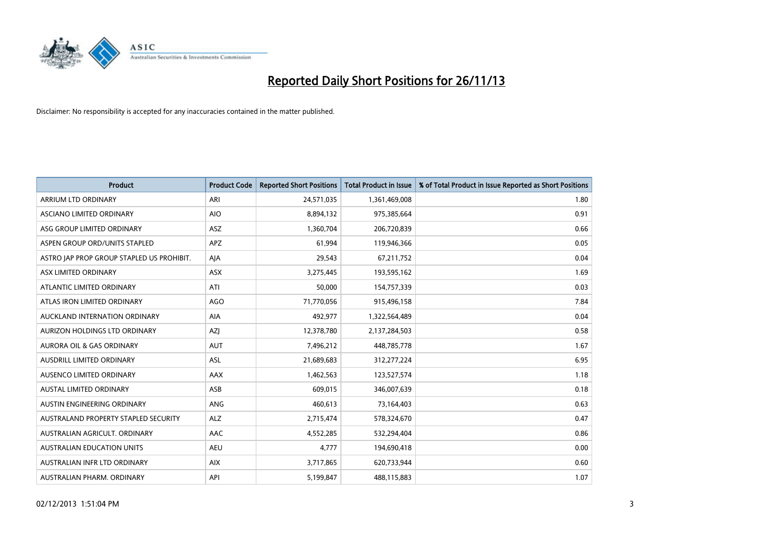# Reported Daily Short Positions for 26/11/13

Disclaimer: No responsibility is accepted for any inaccuracies contained in the matter published.

| Product | Product Code | Reported Short Positions | Total Product in Issue | % of Total Product in Issue Reported as Short Positions |
|---|---|---|---|---|
| ARRIUM LTD ORDINARY | ARI | 24,571,035 | 1,361,469,008 | 1.80 |
| ASCIANO LIMITED ORDINARY | AIO | 8,894,132 | 975,385,664 | 0.91 |
| ASG GROUP LIMITED ORDINARY | ASZ | 1,360,704 | 206,720,839 | 0.66 |
| ASPEN GROUP ORD/UNITS STAPLED | APZ | 61,994 | 119,946,366 | 0.05 |
| ASTRO JAP PROP GROUP STAPLED US PROHIBIT. | AJA | 29,543 | 67,211,752 | 0.04 |
| ASX LIMITED ORDINARY | ASX | 3,275,445 | 193,595,162 | 1.69 |
| ATLANTIC LIMITED ORDINARY | ATI | 50,000 | 154,757,339 | 0.03 |
| ATLAS IRON LIMITED ORDINARY | AGO | 71,770,056 | 915,496,158 | 7.84 |
| AUCKLAND INTERNATION ORDINARY | AIA | 492,977 | 1,322,564,489 | 0.04 |
| AURIZON HOLDINGS LTD ORDINARY | AZJ | 12,378,780 | 2,137,284,503 | 0.58 |
| AURORA OIL & GAS ORDINARY | AUT | 7,496,212 | 448,785,778 | 1.67 |
| AUSDRILL LIMITED ORDINARY | ASL | 21,689,683 | 312,277,224 | 6.95 |
| AUSENCO LIMITED ORDINARY | AAX | 1,462,563 | 123,527,574 | 1.18 |
| AUSTAL LIMITED ORDINARY | ASB | 609,015 | 346,007,639 | 0.18 |
| AUSTIN ENGINEERING ORDINARY | ANG | 460,613 | 73,164,403 | 0.63 |
| AUSTRALAND PROPERTY STAPLED SECURITY | ALZ | 2,715,474 | 578,324,670 | 0.47 |
| AUSTRALIAN AGRICULT. ORDINARY | AAC | 4,552,285 | 532,294,404 | 0.86 |
| AUSTRALIAN EDUCATION UNITS | AEU | 4,777 | 194,690,418 | 0.00 |
| AUSTRALIAN INFR LTD ORDINARY | AIX | 3,717,865 | 620,733,944 | 0.60 |
| AUSTRALIAN PHARM. ORDINARY | API | 5,199,847 | 488,115,883 | 1.07 |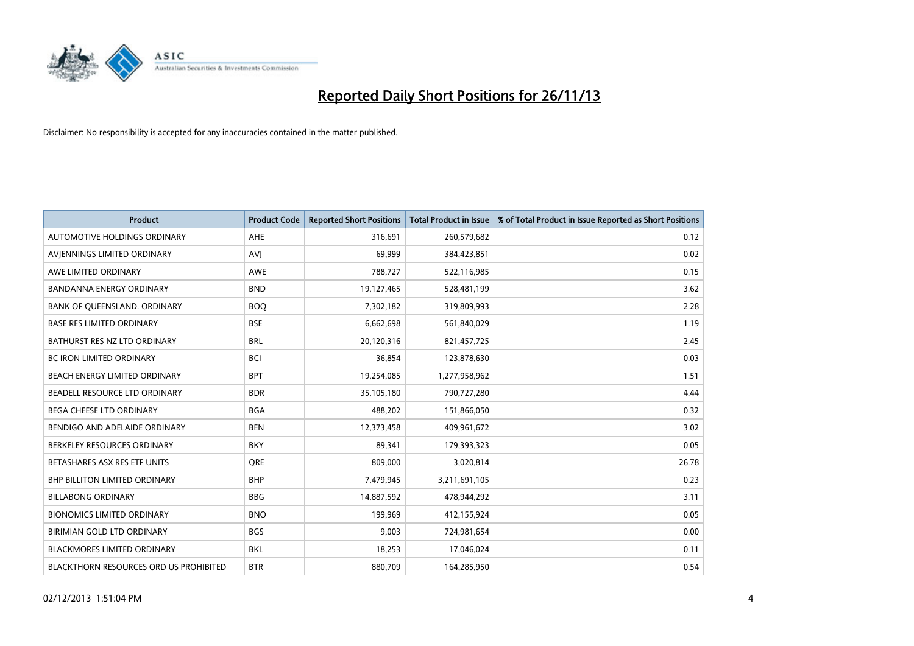# Reported Daily Short Positions for 26/11/13

Disclaimer: No responsibility is accepted for any inaccuracies contained in the matter published.

| Product | Product Code | Reported Short Positions | Total Product in Issue | % of Total Product in Issue Reported as Short Positions |
|---|---|---|---|---|
| AUTOMOTIVE HOLDINGS ORDINARY | AHE | 316,691 | 260,579,682 | 0.12 |
| AVJENNINGS LIMITED ORDINARY | AVJ | 69,999 | 384,423,851 | 0.02 |
| AWE LIMITED ORDINARY | AWE | 788,727 | 522,116,985 | 0.15 |
| BANDANNA ENERGY ORDINARY | BND | 19,127,465 | 528,481,199 | 3.62 |
| BANK OF QUEENSLAND. ORDINARY | BOQ | 7,302,182 | 319,809,993 | 2.28 |
| BASE RES LIMITED ORDINARY | BSE | 6,662,698 | 561,840,029 | 1.19 |
| BATHURST RES NZ LTD ORDINARY | BRL | 20,120,316 | 821,457,725 | 2.45 |
| BC IRON LIMITED ORDINARY | BCI | 36,854 | 123,878,630 | 0.03 |
| BEACH ENERGY LIMITED ORDINARY | BPT | 19,254,085 | 1,277,958,962 | 1.51 |
| BEADELL RESOURCE LTD ORDINARY | BDR | 35,105,180 | 790,727,280 | 4.44 |
| BEGA CHEESE LTD ORDINARY | BGA | 488,202 | 151,866,050 | 0.32 |
| BENDIGO AND ADELAIDE ORDINARY | BEN | 12,373,458 | 409,961,672 | 3.02 |
| BERKELEY RESOURCES ORDINARY | BKY | 89,341 | 179,393,323 | 0.05 |
| BETASHARES ASX RES ETF UNITS | QRE | 809,000 | 3,020,814 | 26.78 |
| BHP BILLITON LIMITED ORDINARY | BHP | 7,479,945 | 3,211,691,105 | 0.23 |
| BILLABONG ORDINARY | BBG | 14,887,592 | 478,944,292 | 3.11 |
| BIONOMICS LIMITED ORDINARY | BNO | 199,969 | 412,155,924 | 0.05 |
| BIRIMIAN GOLD LTD ORDINARY | BGS | 9,003 | 724,981,654 | 0.00 |
| BLACKMORES LIMITED ORDINARY | BKL | 18,253 | 17,046,024 | 0.11 |
| BLACKTHORN RESOURCES ORD US PROHIBITED | BTR | 880,709 | 164,285,950 | 0.54 |

02/12/2013 1:51:04 PM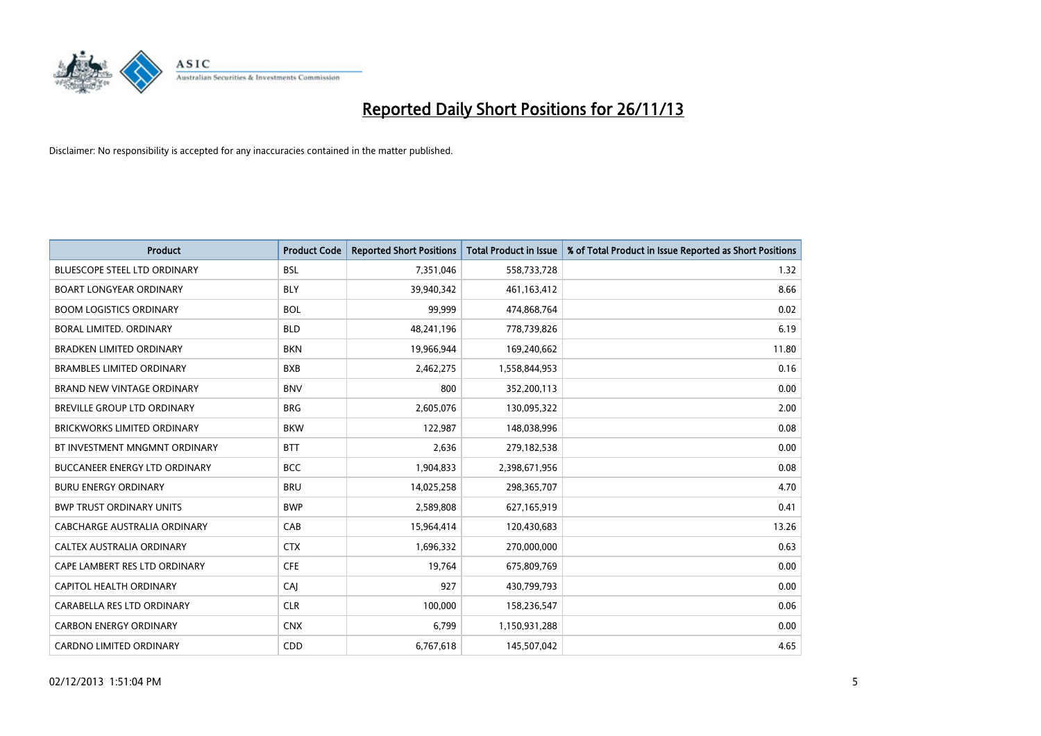# Reported Daily Short Positions for 26/11/13

Disclaimer: No responsibility is accepted for any inaccuracies contained in the matter published.

| Product | Product Code | Reported Short Positions | Total Product in Issue | % of Total Product in Issue Reported as Short Positions |
|---|---|---|---|---|
| BLUESCOPE STEEL LTD ORDINARY | BSL | 7,351,046 | 558,733,728 | 1.32 |
| BOART LONGYEAR ORDINARY | BLY | 39,940,342 | 461,163,412 | 8.66 |
| BOOM LOGISTICS ORDINARY | BOL | 99,999 | 474,868,764 | 0.02 |
| BORAL LIMITED. ORDINARY | BLD | 48,241,196 | 778,739,826 | 6.19 |
| BRADKEN LIMITED ORDINARY | BKN | 19,966,944 | 169,240,662 | 11.80 |
| BRAMBLES LIMITED ORDINARY | BXB | 2,462,275 | 1,558,844,953 | 0.16 |
| BRAND NEW VINTAGE ORDINARY | BNV | 800 | 352,200,113 | 0.00 |
| BREVILLE GROUP LTD ORDINARY | BRG | 2,605,076 | 130,095,322 | 2.00 |
| BRICKWORKS LIMITED ORDINARY | BKW | 122,987 | 148,038,996 | 0.08 |
| BT INVESTMENT MNGMNT ORDINARY | BTT | 2,636 | 279,182,538 | 0.00 |
| BUCCANEER ENERGY LTD ORDINARY | BCC | 1,904,833 | 2,398,671,956 | 0.08 |
| BURU ENERGY ORDINARY | BRU | 14,025,258 | 298,365,707 | 4.70 |
| BWP TRUST ORDINARY UNITS | BWP | 2,589,808 | 627,165,919 | 0.41 |
| CABCHARGE AUSTRALIA ORDINARY | CAB | 15,964,414 | 120,430,683 | 13.26 |
| CALTEX AUSTRALIA ORDINARY | CTX | 1,696,332 | 270,000,000 | 0.63 |
| CAPE LAMBERT RES LTD ORDINARY | CFE | 19,764 | 675,809,769 | 0.00 |
| CAPITOL HEALTH ORDINARY | CAJ | 927 | 430,799,793 | 0.00 |
| CARABELLA RES LTD ORDINARY | CLR | 100,000 | 158,236,547 | 0.06 |
| CARBON ENERGY ORDINARY | CNX | 6,799 | 1,150,931,288 | 0.00 |
| CARDNO LIMITED ORDINARY | CDD | 6,767,618 | 145,507,042 | 4.65 |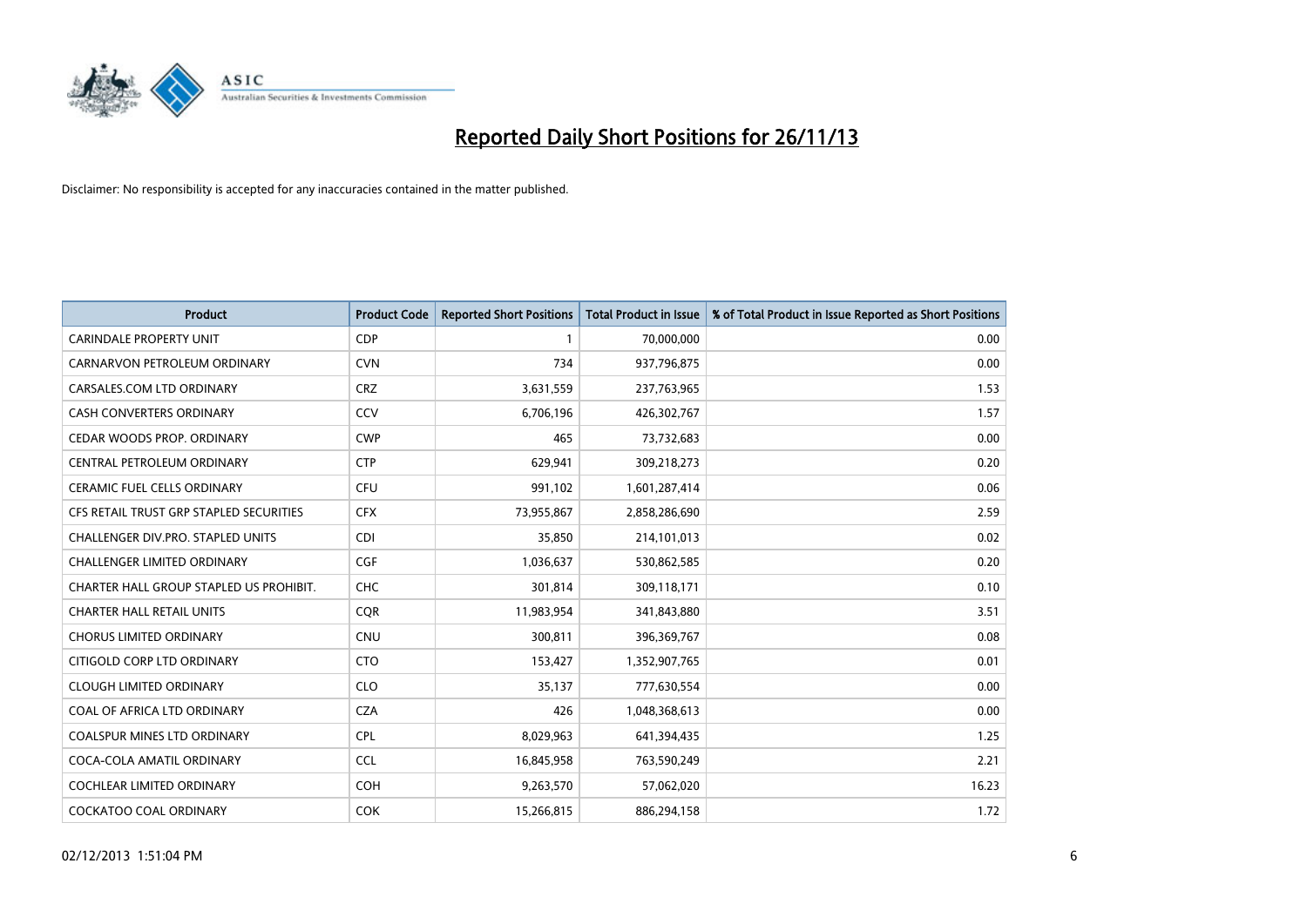# Reported Daily Short Positions for 26/11/13

Disclaimer: No responsibility is accepted for any inaccuracies contained in the matter published.

| Product | Product Code | Reported Short Positions | Total Product in Issue | % of Total Product in Issue Reported as Short Positions |
|---|---|---|---|---|
| CARINDALE PROPERTY UNIT | CDP | 1 | 70,000,000 | 0.00 |
| CARNARVON PETROLEUM ORDINARY | CVN | 734 | 937,796,875 | 0.00 |
| CARSALES.COM LTD ORDINARY | CRZ | 3,631,559 | 237,763,965 | 1.53 |
| CASH CONVERTERS ORDINARY | CCV | 6,706,196 | 426,302,767 | 1.57 |
| CEDAR WOODS PROP. ORDINARY | CWP | 465 | 73,732,683 | 0.00 |
| CENTRAL PETROLEUM ORDINARY | CTP | 629,941 | 309,218,273 | 0.20 |
| CERAMIC FUEL CELLS ORDINARY | CFU | 991,102 | 1,601,287,414 | 0.06 |
| CFS RETAIL TRUST GRP STAPLED SECURITIES | CFX | 73,955,867 | 2,858,286,690 | 2.59 |
| CHALLENGER DIV.PRO. STAPLED UNITS | CDI | 35,850 | 214,101,013 | 0.02 |
| CHALLENGER LIMITED ORDINARY | CGF | 1,036,637 | 530,862,585 | 0.20 |
| CHARTER HALL GROUP STAPLED US PROHIBIT. | CHC | 301,814 | 309,118,171 | 0.10 |
| CHARTER HALL RETAIL UNITS | CQR | 11,983,954 | 341,843,880 | 3.51 |
| CHORUS LIMITED ORDINARY | CNU | 300,811 | 396,369,767 | 0.08 |
| CITIGOLD CORP LTD ORDINARY | CTO | 153,427 | 1,352,907,765 | 0.01 |
| CLOUGH LIMITED ORDINARY | CLO | 35,137 | 777,630,554 | 0.00 |
| COAL OF AFRICA LTD ORDINARY | CZA | 426 | 1,048,368,613 | 0.00 |
| COALSPUR MINES LTD ORDINARY | CPL | 8,029,963 | 641,394,435 | 1.25 |
| COCA-COLA AMATIL ORDINARY | CCL | 16,845,958 | 763,590,249 | 2.21 |
| COCHLEAR LIMITED ORDINARY | COH | 9,263,570 | 57,062,020 | 16.23 |
| COCKATOO COAL ORDINARY | COK | 15,266,815 | 886,294,158 | 1.72 |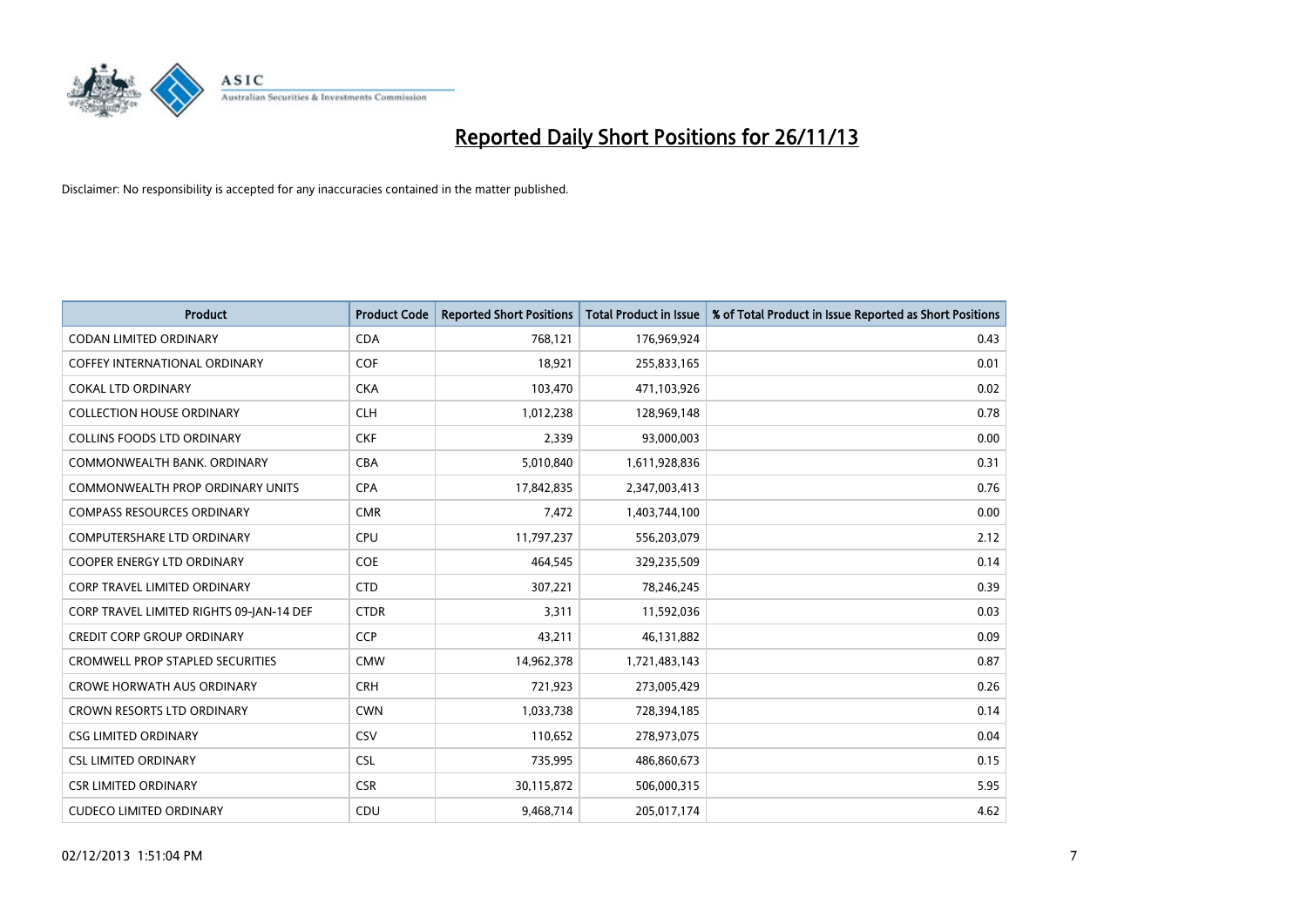# Reported Daily Short Positions for 26/11/13

Disclaimer: No responsibility is accepted for any inaccuracies contained in the matter published.

| Product | Product Code | Reported Short Positions | Total Product in Issue | % of Total Product in Issue Reported as Short Positions |
|---|---|---|---|---|
| CODAN LIMITED ORDINARY | CDA | 768,121 | 176,969,924 | 0.43 |
| COFFEY INTERNATIONAL ORDINARY | COF | 18,921 | 255,833,165 | 0.01 |
| COKAL LTD ORDINARY | CKA | 103,470 | 471,103,926 | 0.02 |
| COLLECTION HOUSE ORDINARY | CLH | 1,012,238 | 128,969,148 | 0.78 |
| COLLINS FOODS LTD ORDINARY | CKF | 2,339 | 93,000,003 | 0.00 |
| COMMONWEALTH BANK. ORDINARY | CBA | 5,010,840 | 1,611,928,836 | 0.31 |
| COMMONWEALTH PROP ORDINARY UNITS | CPA | 17,842,835 | 2,347,003,413 | 0.76 |
| COMPASS RESOURCES ORDINARY | CMR | 7,472 | 1,403,744,100 | 0.00 |
| COMPUTERSHARE LTD ORDINARY | CPU | 11,797,237 | 556,203,079 | 2.12 |
| COOPER ENERGY LTD ORDINARY | COE | 464,545 | 329,235,509 | 0.14 |
| CORP TRAVEL LIMITED ORDINARY | CTD | 307,221 | 78,246,245 | 0.39 |
| CORP TRAVEL LIMITED RIGHTS 09-JAN-14 DEF | CTDR | 3,311 | 11,592,036 | 0.03 |
| CREDIT CORP GROUP ORDINARY | CCP | 43,211 | 46,131,882 | 0.09 |
| CROMWELL PROP STAPLED SECURITIES | CMW | 14,962,378 | 1,721,483,143 | 0.87 |
| CROWE HORWATH AUS ORDINARY | CRH | 721,923 | 273,005,429 | 0.26 |
| CROWN RESORTS LTD ORDINARY | CWN | 1,033,738 | 728,394,185 | 0.14 |
| CSG LIMITED ORDINARY | CSV | 110,652 | 278,973,075 | 0.04 |
| CSL LIMITED ORDINARY | CSL | 735,995 | 486,860,673 | 0.15 |
| CSR LIMITED ORDINARY | CSR | 30,115,872 | 506,000,315 | 5.95 |
| CUDECO LIMITED ORDINARY | CDU | 9,468,714 | 205,017,174 | 4.62 |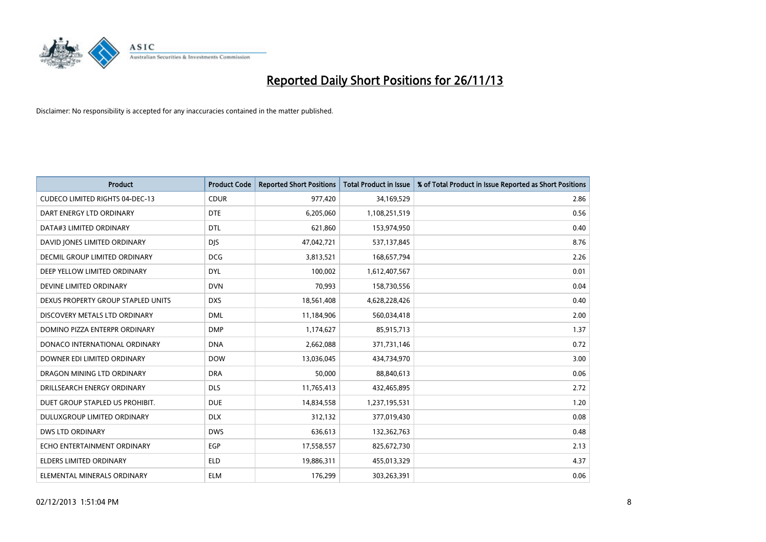# Reported Daily Short Positions for 26/11/13

Disclaimer: No responsibility is accepted for any inaccuracies contained in the matter published.

| Product | Product Code | Reported Short Positions | Total Product in Issue | % of Total Product in Issue Reported as Short Positions |
| --- | --- | --- | --- | --- |
| CUDECO LIMITED RIGHTS 04-DEC-13 | CDUR | 977,420 | 34,169,529 | 2.86 |
| DART ENERGY LTD ORDINARY | DTE | 6,205,060 | 1,108,251,519 | 0.56 |
| DATA#3 LIMITED ORDINARY | DTL | 621,860 | 153,974,950 | 0.40 |
| DAVID JONES LIMITED ORDINARY | DJS | 47,042,721 | 537,137,845 | 8.76 |
| DECMIL GROUP LIMITED ORDINARY | DCG | 3,813,521 | 168,657,794 | 2.26 |
| DEEP YELLOW LIMITED ORDINARY | DYL | 100,002 | 1,612,407,567 | 0.01 |
| DEVINE LIMITED ORDINARY | DVN | 70,993 | 158,730,556 | 0.04 |
| DEXUS PROPERTY GROUP STAPLED UNITS | DXS | 18,561,408 | 4,628,228,426 | 0.40 |
| DISCOVERY METALS LTD ORDINARY | DML | 11,184,906 | 560,034,418 | 2.00 |
| DOMINO PIZZA ENTERPR ORDINARY | DMP | 1,174,627 | 85,915,713 | 1.37 |
| DONACO INTERNATIONAL ORDINARY | DNA | 2,662,088 | 371,731,146 | 0.72 |
| DOWNER EDI LIMITED ORDINARY | DOW | 13,036,045 | 434,734,970 | 3.00 |
| DRAGON MINING LTD ORDINARY | DRA | 50,000 | 88,840,613 | 0.06 |
| DRILLSEARCH ENERGY ORDINARY | DLS | 11,765,413 | 432,465,895 | 2.72 |
| DUET GROUP STAPLED US PROHIBIT. | DUE | 14,834,558 | 1,237,195,531 | 1.20 |
| DULUXGROUP LIMITED ORDINARY | DLX | 312,132 | 377,019,430 | 0.08 |
| DWS LTD ORDINARY | DWS | 636,613 | 132,362,763 | 0.48 |
| ECHO ENTERTAINMENT ORDINARY | EGP | 17,558,557 | 825,672,730 | 2.13 |
| ELDERS LIMITED ORDINARY | ELD | 19,886,311 | 455,013,329 | 4.37 |
| ELEMENTAL MINERALS ORDINARY | ELM | 176,299 | 303,263,391 | 0.06 |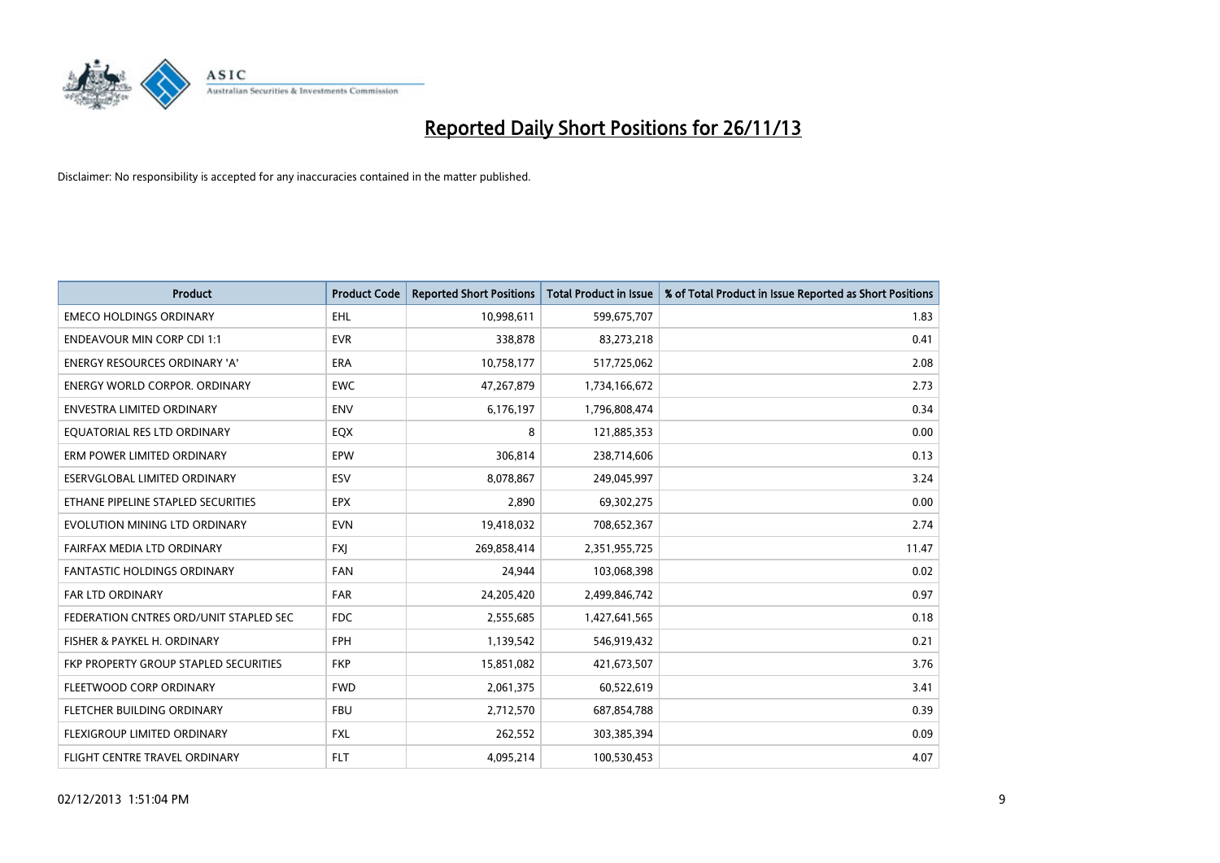# Reported Daily Short Positions for 26/11/13

Disclaimer: No responsibility is accepted for any inaccuracies contained in the matter published.

| Product | Product Code | Reported Short Positions | Total Product in Issue | % of Total Product in Issue Reported as Short Positions |
|---|---|---|---|---|
| EMECO HOLDINGS ORDINARY | EHL | 10,998,611 | 599,675,707 | 1.83 |
| ENDEAVOUR MIN CORP CDI 1:1 | EVR | 338,878 | 83,273,218 | 0.41 |
| ENERGY RESOURCES ORDINARY 'A' | ERA | 10,758,177 | 517,725,062 | 2.08 |
| ENERGY WORLD CORPOR. ORDINARY | EWC | 47,267,879 | 1,734,166,672 | 2.73 |
| ENVESTRA LIMITED ORDINARY | ENV | 6,176,197 | 1,796,808,474 | 0.34 |
| EQUATORIAL RES LTD ORDINARY | EQX | 8 | 121,885,353 | 0.00 |
| ERM POWER LIMITED ORDINARY | EPW | 306,814 | 238,714,606 | 0.13 |
| ESERVGLOBAL LIMITED ORDINARY | ESV | 8,078,867 | 249,045,997 | 3.24 |
| ETHANE PIPELINE STAPLED SECURITIES | EPX | 2,890 | 69,302,275 | 0.00 |
| EVOLUTION MINING LTD ORDINARY | EVN | 19,418,032 | 708,652,367 | 2.74 |
| FAIRFAX MEDIA LTD ORDINARY | FXJ | 269,858,414 | 2,351,955,725 | 11.47 |
| FANTASTIC HOLDINGS ORDINARY | FAN | 24,944 | 103,068,398 | 0.02 |
| FAR LTD ORDINARY | FAR | 24,205,420 | 2,499,846,742 | 0.97 |
| FEDERATION CNTRES ORD/UNIT STAPLED SEC | FDC | 2,555,685 | 1,427,641,565 | 0.18 |
| FISHER & PAYKEL H. ORDINARY | FPH | 1,139,542 | 546,919,432 | 0.21 |
| FKP PROPERTY GROUP STAPLED SECURITIES | FKP | 15,851,082 | 421,673,507 | 3.76 |
| FLEETWOOD CORP ORDINARY | FWD | 2,061,375 | 60,522,619 | 3.41 |
| FLETCHER BUILDING ORDINARY | FBU | 2,712,570 | 687,854,788 | 0.39 |
| FLEXIGROUP LIMITED ORDINARY | FXL | 262,552 | 303,385,394 | 0.09 |
| FLIGHT CENTRE TRAVEL ORDINARY | FLT | 4,095,214 | 100,530,453 | 4.07 |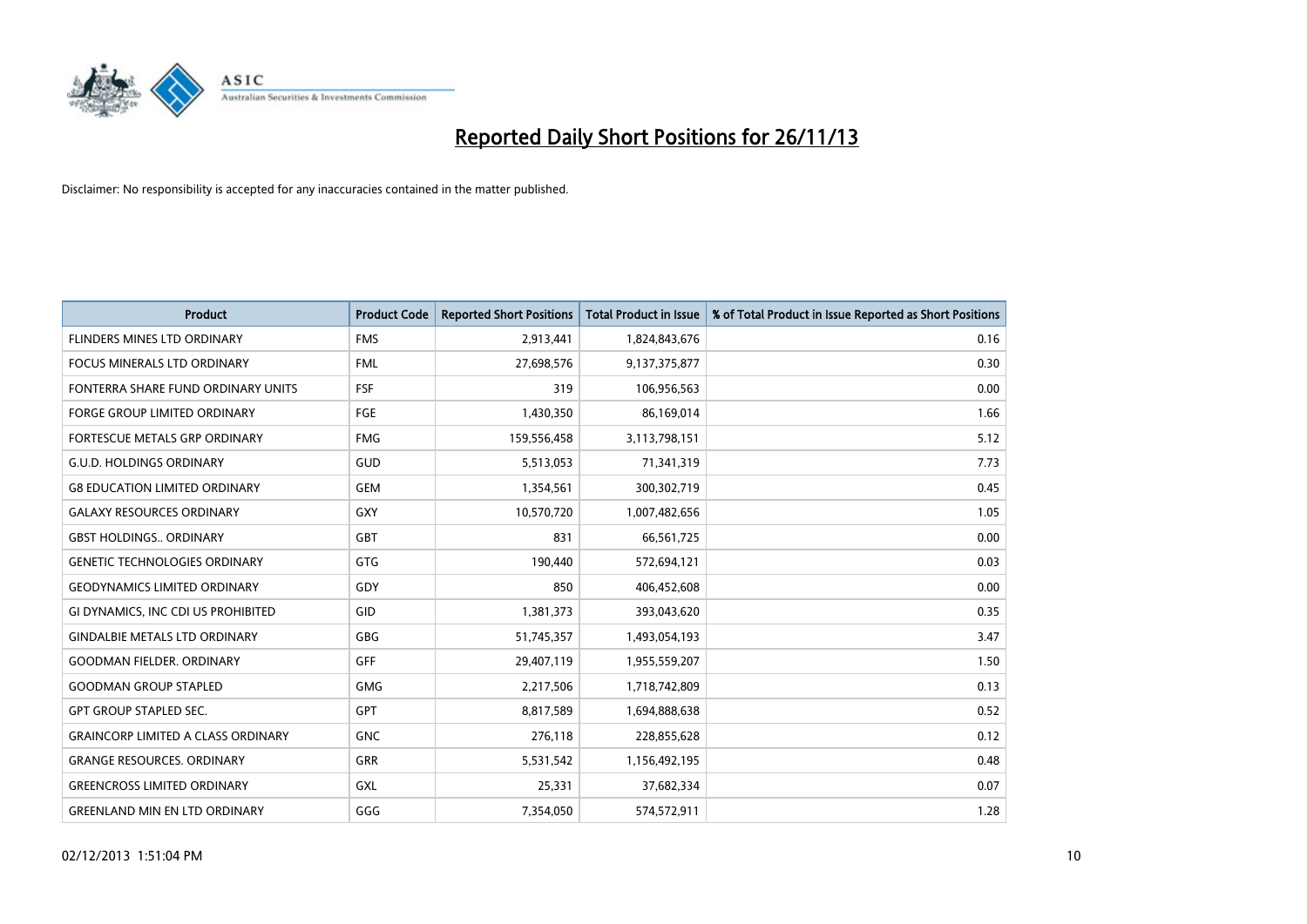# Reported Daily Short Positions for 26/11/13

Disclaimer: No responsibility is accepted for any inaccuracies contained in the matter published.

| Product | Product Code | Reported Short Positions | Total Product in Issue | % of Total Product in Issue Reported as Short Positions |
|---|---|---|---|---|
| FLINDERS MINES LTD ORDINARY | FMS | 2,913,441 | 1,824,843,676 | 0.16 |
| FOCUS MINERALS LTD ORDINARY | FML | 27,698,576 | 9,137,375,877 | 0.30 |
| FONTERRA SHARE FUND ORDINARY UNITS | FSF | 319 | 106,956,563 | 0.00 |
| FORGE GROUP LIMITED ORDINARY | FGE | 1,430,350 | 86,169,014 | 1.66 |
| FORTESCUE METALS GRP ORDINARY | FMG | 159,556,458 | 3,113,798,151 | 5.12 |
| G.U.D. HOLDINGS ORDINARY | GUD | 5,513,053 | 71,341,319 | 7.73 |
| G8 EDUCATION LIMITED ORDINARY | GEM | 1,354,561 | 300,302,719 | 0.45 |
| GALAXY RESOURCES ORDINARY | GXY | 10,570,720 | 1,007,482,656 | 1.05 |
| GBST HOLDINGS.. ORDINARY | GBT | 831 | 66,561,725 | 0.00 |
| GENETIC TECHNOLOGIES ORDINARY | GTG | 190,440 | 572,694,121 | 0.03 |
| GEODYNAMICS LIMITED ORDINARY | GDY | 850 | 406,452,608 | 0.00 |
| GI DYNAMICS, INC CDI US PROHIBITED | GID | 1,381,373 | 393,043,620 | 0.35 |
| GINDALBIE METALS LTD ORDINARY | GBG | 51,745,357 | 1,493,054,193 | 3.47 |
| GOODMAN FIELDER. ORDINARY | GFF | 29,407,119 | 1,955,559,207 | 1.50 |
| GOODMAN GROUP STAPLED | GMG | 2,217,506 | 1,718,742,809 | 0.13 |
| GPT GROUP STAPLED SEC. | GPT | 8,817,589 | 1,694,888,638 | 0.52 |
| GRAINCORP LIMITED A CLASS ORDINARY | GNC | 276,118 | 228,855,628 | 0.12 |
| GRANGE RESOURCES. ORDINARY | GRR | 5,531,542 | 1,156,492,195 | 0.48 |
| GREENCROSS LIMITED ORDINARY | GXL | 25,331 | 37,682,334 | 0.07 |
| GREENLAND MIN EN LTD ORDINARY | GGG | 7,354,050 | 574,572,911 | 1.28 |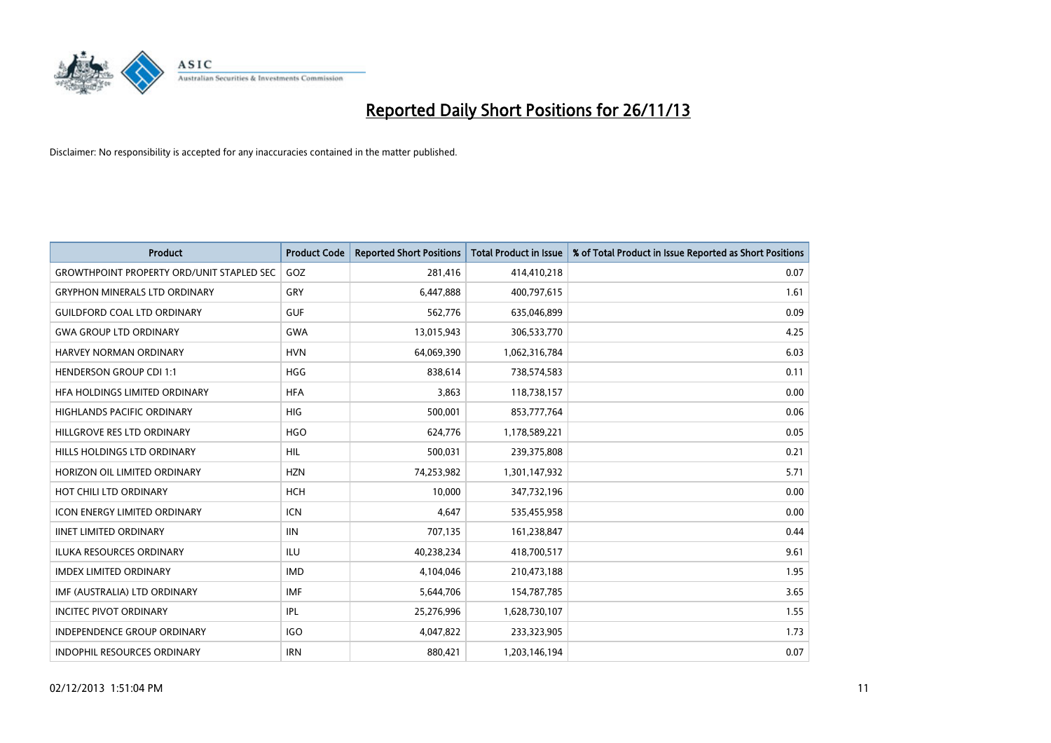# Reported Daily Short Positions for 26/11/13

Disclaimer: No responsibility is accepted for any inaccuracies contained in the matter published.

| Product | Product Code | Reported Short Positions | Total Product in Issue | % of Total Product in Issue Reported as Short Positions |
|---|---|---|---|---|
| GROWTHPOINT PROPERTY ORD/UNIT STAPLED SEC | GOZ | 281,416 | 414,410,218 | 0.07 |
| GRYPHON MINERALS LTD ORDINARY | GRY | 6,447,888 | 400,797,615 | 1.61 |
| GUILDFORD COAL LTD ORDINARY | GUF | 562,776 | 635,046,899 | 0.09 |
| GWA GROUP LTD ORDINARY | GWA | 13,015,943 | 306,533,770 | 4.25 |
| HARVEY NORMAN ORDINARY | HVN | 64,069,390 | 1,062,316,784 | 6.03 |
| HENDERSON GROUP CDI 1:1 | HGG | 838,614 | 738,574,583 | 0.11 |
| HFA HOLDINGS LIMITED ORDINARY | HFA | 3,863 | 118,738,157 | 0.00 |
| HIGHLANDS PACIFIC ORDINARY | HIG | 500,001 | 853,777,764 | 0.06 |
| HILLGROVE RES LTD ORDINARY | HGO | 624,776 | 1,178,589,221 | 0.05 |
| HILLS HOLDINGS LTD ORDINARY | HIL | 500,031 | 239,375,808 | 0.21 |
| HORIZON OIL LIMITED ORDINARY | HZN | 74,253,982 | 1,301,147,932 | 5.71 |
| HOT CHILI LTD ORDINARY | HCH | 10,000 | 347,732,196 | 0.00 |
| ICON ENERGY LIMITED ORDINARY | ICN | 4,647 | 535,455,958 | 0.00 |
| IINET LIMITED ORDINARY | IIN | 707,135 | 161,238,847 | 0.44 |
| ILUKA RESOURCES ORDINARY | ILU | 40,238,234 | 418,700,517 | 9.61 |
| IMDEX LIMITED ORDINARY | IMD | 4,104,046 | 210,473,188 | 1.95 |
| IMF (AUSTRALIA) LTD ORDINARY | IMF | 5,644,706 | 154,787,785 | 3.65 |
| INCITEC PIVOT ORDINARY | IPL | 25,276,996 | 1,628,730,107 | 1.55 |
| INDEPENDENCE GROUP ORDINARY | IGO | 4,047,822 | 233,323,905 | 1.73 |
| INDOPHIL RESOURCES ORDINARY | IRN | 880,421 | 1,203,146,194 | 0.07 |

02/12/2013 1:51:04 PM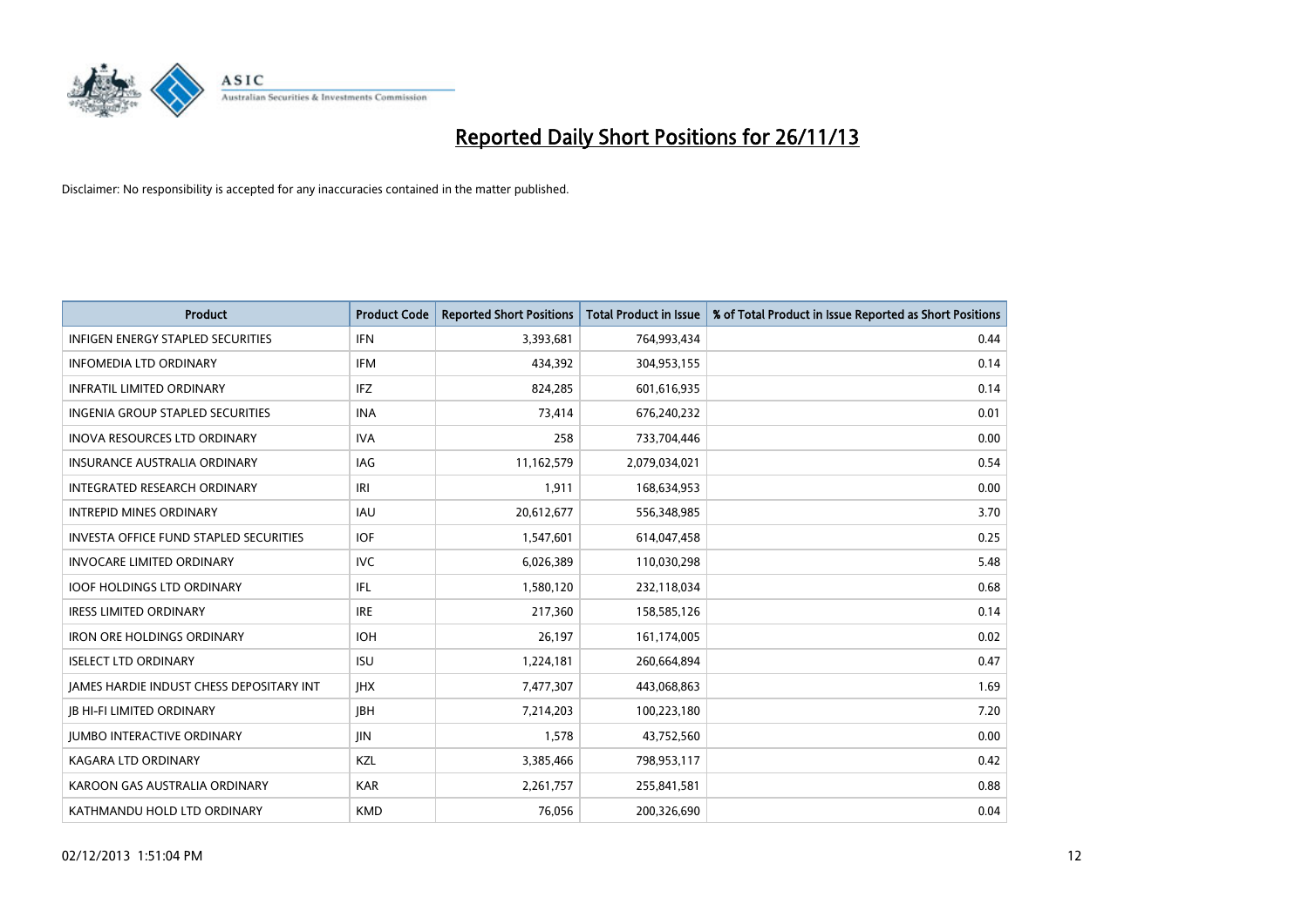# Reported Daily Short Positions for 26/11/13

Disclaimer: No responsibility is accepted for any inaccuracies contained in the matter published.

| Product | Product Code | Reported Short Positions | Total Product in Issue | % of Total Product in Issue Reported as Short Positions |
|---|---|---|---|---|
| INFIGEN ENERGY STAPLED SECURITIES | IFN | 3,393,681 | 764,993,434 | 0.44 |
| INFOMEDIA LTD ORDINARY | IFM | 434,392 | 304,953,155 | 0.14 |
| INFRATIL LIMITED ORDINARY | IFZ | 824,285 | 601,616,935 | 0.14 |
| INGENIA GROUP STAPLED SECURITIES | INA | 73,414 | 676,240,232 | 0.01 |
| INOVA RESOURCES LTD ORDINARY | IVA | 258 | 733,704,446 | 0.00 |
| INSURANCE AUSTRALIA ORDINARY | IAG | 11,162,579 | 2,079,034,021 | 0.54 |
| INTEGRATED RESEARCH ORDINARY | IRI | 1,911 | 168,634,953 | 0.00 |
| INTREPID MINES ORDINARY | IAU | 20,612,677 | 556,348,985 | 3.70 |
| INVESTA OFFICE FUND STAPLED SECURITIES | IOF | 1,547,601 | 614,047,458 | 0.25 |
| INVOCARE LIMITED ORDINARY | IVC | 6,026,389 | 110,030,298 | 5.48 |
| IOOF HOLDINGS LTD ORDINARY | IFL | 1,580,120 | 232,118,034 | 0.68 |
| IRESS LIMITED ORDINARY | IRE | 217,360 | 158,585,126 | 0.14 |
| IRON ORE HOLDINGS ORDINARY | IOH | 26,197 | 161,174,005 | 0.02 |
| ISELECT LTD ORDINARY | ISU | 1,224,181 | 260,664,894 | 0.47 |
| JAMES HARDIE INDUST CHESS DEPOSITARY INT | JHX | 7,477,307 | 443,068,863 | 1.69 |
| JB HI-FI LIMITED ORDINARY | JBH | 7,214,203 | 100,223,180 | 7.20 |
| JUMBO INTERACTIVE ORDINARY | JIN | 1,578 | 43,752,560 | 0.00 |
| KAGARA LTD ORDINARY | KZL | 3,385,466 | 798,953,117 | 0.42 |
| KAROON GAS AUSTRALIA ORDINARY | KAR | 2,261,757 | 255,841,581 | 0.88 |
| KATHMANDU HOLD LTD ORDINARY | KMD | 76,056 | 200,326,690 | 0.04 |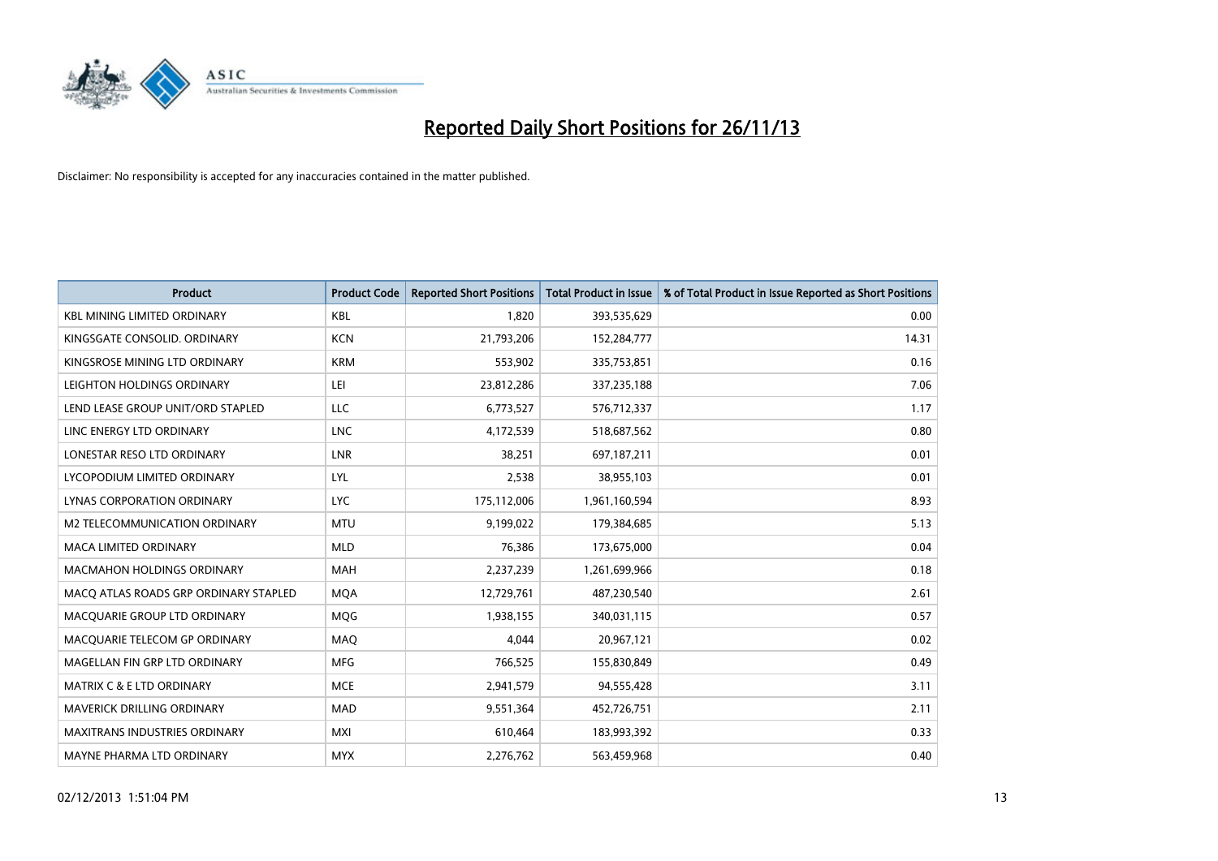# Reported Daily Short Positions for 26/11/13

Disclaimer: No responsibility is accepted for any inaccuracies contained in the matter published.

| Product | Product Code | Reported Short Positions | Total Product in Issue | % of Total Product in Issue Reported as Short Positions |
|---|---|---|---|---|
| KBL MINING LIMITED ORDINARY | KBL | 1,820 | 393,535,629 | 0.00 |
| KINGSGATE CONSOLID. ORDINARY | KCN | 21,793,206 | 152,284,777 | 14.31 |
| KINGSROSE MINING LTD ORDINARY | KRM | 553,902 | 335,753,851 | 0.16 |
| LEIGHTON HOLDINGS ORDINARY | LEI | 23,812,286 | 337,235,188 | 7.06 |
| LEND LEASE GROUP UNIT/ORD STAPLED | LLC | 6,773,527 | 576,712,337 | 1.17 |
| LINC ENERGY LTD ORDINARY | LNC | 4,172,539 | 518,687,562 | 0.80 |
| LONESTAR RESO LTD ORDINARY | LNR | 38,251 | 697,187,211 | 0.01 |
| LYCOPODIUM LIMITED ORDINARY | LYL | 2,538 | 38,955,103 | 0.01 |
| LYNAS CORPORATION ORDINARY | LYC | 175,112,006 | 1,961,160,594 | 8.93 |
| M2 TELECOMMUNICATION ORDINARY | MTU | 9,199,022 | 179,384,685 | 5.13 |
| MACA LIMITED ORDINARY | MLD | 76,386 | 173,675,000 | 0.04 |
| MACMAHON HOLDINGS ORDINARY | MAH | 2,237,239 | 1,261,699,966 | 0.18 |
| MACQ ATLAS ROADS GRP ORDINARY STAPLED | MQA | 12,729,761 | 487,230,540 | 2.61 |
| MACQUARIE GROUP LTD ORDINARY | MQG | 1,938,155 | 340,031,115 | 0.57 |
| MACQUARIE TELECOM GP ORDINARY | MAQ | 4,044 | 20,967,121 | 0.02 |
| MAGELLAN FIN GRP LTD ORDINARY | MFG | 766,525 | 155,830,849 | 0.49 |
| MATRIX C & E LTD ORDINARY | MCE | 2,941,579 | 94,555,428 | 3.11 |
| MAVERICK DRILLING ORDINARY | MAD | 9,551,364 | 452,726,751 | 2.11 |
| MAXITRANS INDUSTRIES ORDINARY | MXI | 610,464 | 183,993,392 | 0.33 |
| MAYNE PHARMA LTD ORDINARY | MYX | 2,276,762 | 563,459,968 | 0.40 |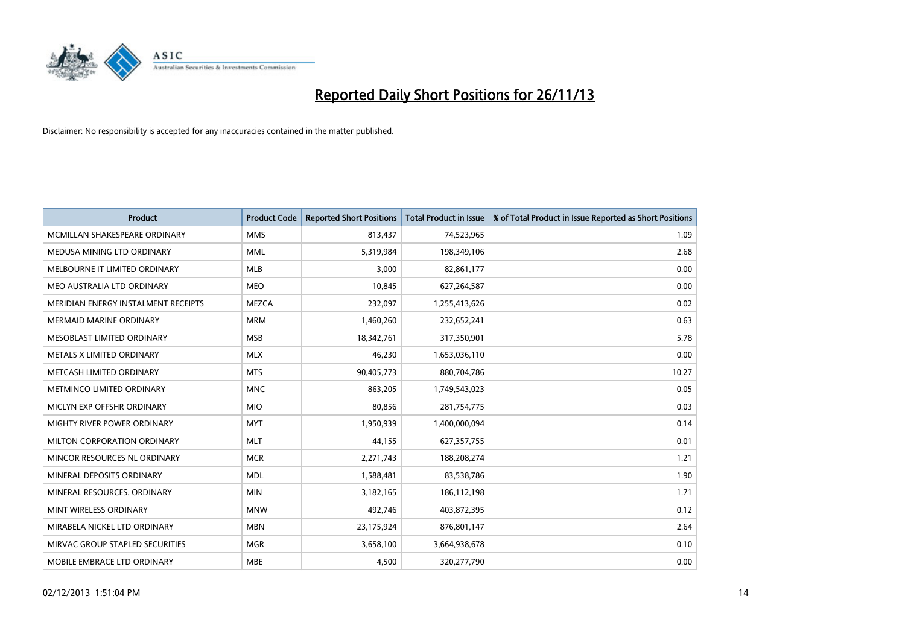# Reported Daily Short Positions for 26/11/13

Disclaimer: No responsibility is accepted for any inaccuracies contained in the matter published.

| Product | Product Code | Reported Short Positions | Total Product in Issue | % of Total Product in Issue Reported as Short Positions |
|---|---|---|---|---|
| MCMILLAN SHAKESPEARE ORDINARY | MMS | 813,437 | 74,523,965 | 1.09 |
| MEDUSA MINING LTD ORDINARY | MML | 5,319,984 | 198,349,106 | 2.68 |
| MELBOURNE IT LIMITED ORDINARY | MLB | 3,000 | 82,861,177 | 0.00 |
| MEO AUSTRALIA LTD ORDINARY | MEO | 10,845 | 627,264,587 | 0.00 |
| MERIDIAN ENERGY INSTALMENT RECEIPTS | MEZCA | 232,097 | 1,255,413,626 | 0.02 |
| MERMAID MARINE ORDINARY | MRM | 1,460,260 | 232,652,241 | 0.63 |
| MESOBLAST LIMITED ORDINARY | MSB | 18,342,761 | 317,350,901 | 5.78 |
| METALS X LIMITED ORDINARY | MLX | 46,230 | 1,653,036,110 | 0.00 |
| METCASH LIMITED ORDINARY | MTS | 90,405,773 | 880,704,786 | 10.27 |
| METMINCO LIMITED ORDINARY | MNC | 863,205 | 1,749,543,023 | 0.05 |
| MICLYN EXP OFFSHR ORDINARY | MIO | 80,856 | 281,754,775 | 0.03 |
| MIGHTY RIVER POWER ORDINARY | MYT | 1,950,939 | 1,400,000,094 | 0.14 |
| MILTON CORPORATION ORDINARY | MLT | 44,155 | 627,357,755 | 0.01 |
| MINCOR RESOURCES NL ORDINARY | MCR | 2,271,743 | 188,208,274 | 1.21 |
| MINERAL DEPOSITS ORDINARY | MDL | 1,588,481 | 83,538,786 | 1.90 |
| MINERAL RESOURCES. ORDINARY | MIN | 3,182,165 | 186,112,198 | 1.71 |
| MINT WIRELESS ORDINARY | MNW | 492,746 | 403,872,395 | 0.12 |
| MIRABELA NICKEL LTD ORDINARY | MBN | 23,175,924 | 876,801,147 | 2.64 |
| MIRVAC GROUP STAPLED SECURITIES | MGR | 3,658,100 | 3,664,938,678 | 0.10 |
| MOBILE EMBRACE LTD ORDINARY | MBE | 4,500 | 320,277,790 | 0.00 |

02/12/2013 1:51:04 PM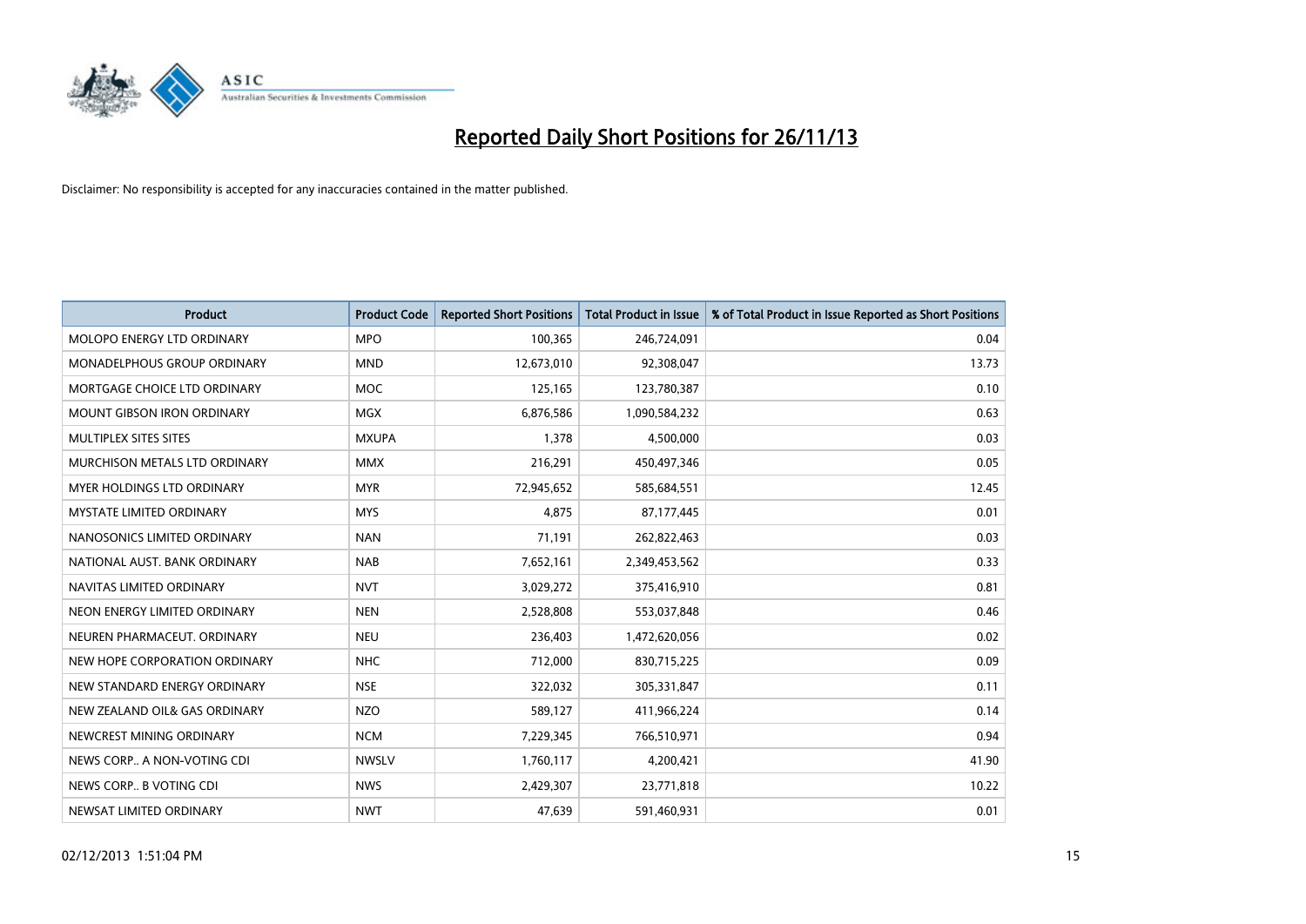# Reported Daily Short Positions for 26/11/13

Disclaimer: No responsibility is accepted for any inaccuracies contained in the matter published.

| Product | Product Code | Reported Short Positions | Total Product in Issue | % of Total Product in Issue Reported as Short Positions |
|---|---|---|---|---|
| MOLOPO ENERGY LTD ORDINARY | MPO | 100,365 | 246,724,091 | 0.04 |
| MONADELPHOUS GROUP ORDINARY | MND | 12,673,010 | 92,308,047 | 13.73 |
| MORTGAGE CHOICE LTD ORDINARY | MOC | 125,165 | 123,780,387 | 0.10 |
| MOUNT GIBSON IRON ORDINARY | MGX | 6,876,586 | 1,090,584,232 | 0.63 |
| MULTIPLEX SITES SITES | MXUPA | 1,378 | 4,500,000 | 0.03 |
| MURCHISON METALS LTD ORDINARY | MMX | 216,291 | 450,497,346 | 0.05 |
| MYER HOLDINGS LTD ORDINARY | MYR | 72,945,652 | 585,684,551 | 12.45 |
| MYSTATE LIMITED ORDINARY | MYS | 4,875 | 87,177,445 | 0.01 |
| NANOSONICS LIMITED ORDINARY | NAN | 71,191 | 262,822,463 | 0.03 |
| NATIONAL AUST. BANK ORDINARY | NAB | 7,652,161 | 2,349,453,562 | 0.33 |
| NAVITAS LIMITED ORDINARY | NVT | 3,029,272 | 375,416,910 | 0.81 |
| NEON ENERGY LIMITED ORDINARY | NEN | 2,528,808 | 553,037,848 | 0.46 |
| NEUREN PHARMACEUT. ORDINARY | NEU | 236,403 | 1,472,620,056 | 0.02 |
| NEW HOPE CORPORATION ORDINARY | NHC | 712,000 | 830,715,225 | 0.09 |
| NEW STANDARD ENERGY ORDINARY | NSE | 322,032 | 305,331,847 | 0.11 |
| NEW ZEALAND OIL& GAS ORDINARY | NZO | 589,127 | 411,966,224 | 0.14 |
| NEWCREST MINING ORDINARY | NCM | 7,229,345 | 766,510,971 | 0.94 |
| NEWS CORP.. A NON-VOTING CDI | NWSLV | 1,760,117 | 4,200,421 | 41.90 |
| NEWS CORP.. B VOTING CDI | NWS | 2,429,307 | 23,771,818 | 10.22 |
| NEWSAT LIMITED ORDINARY | NWT | 47,639 | 591,460,931 | 0.01 |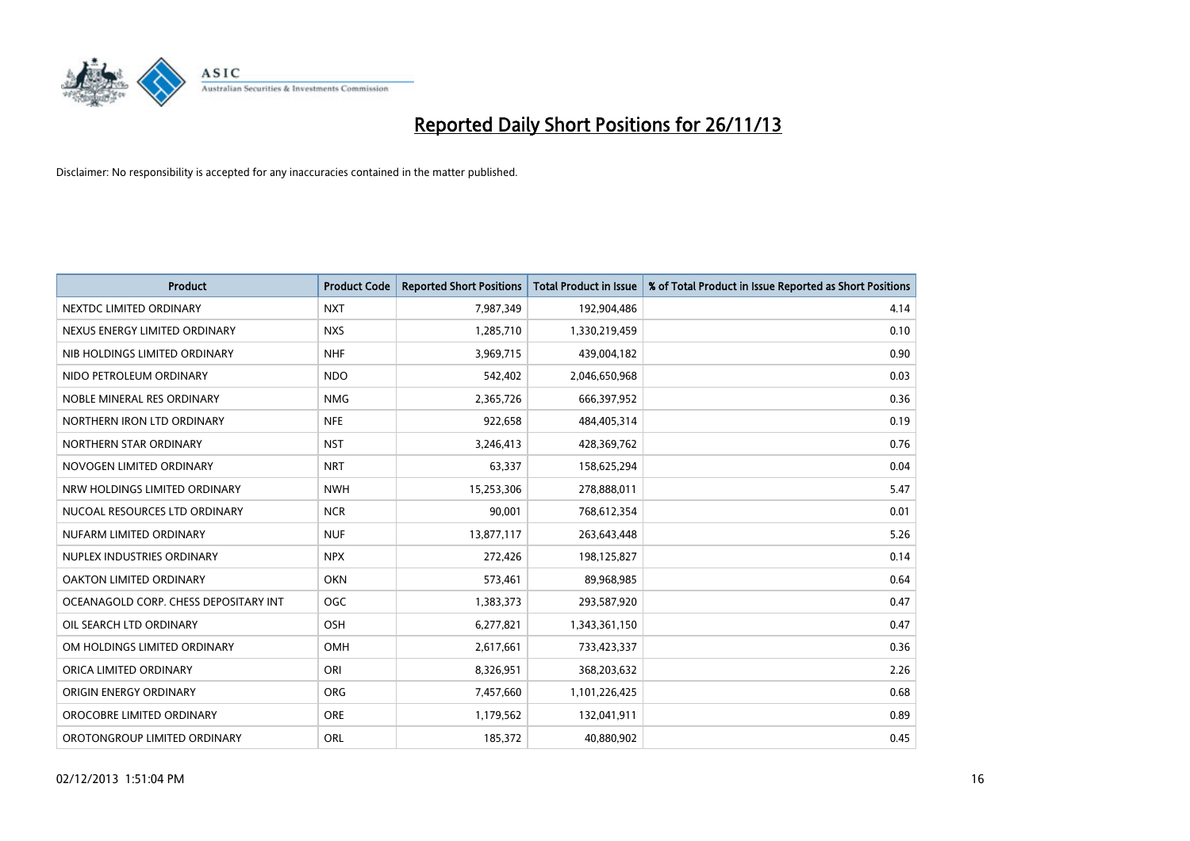# Reported Daily Short Positions for 26/11/13

Disclaimer: No responsibility is accepted for any inaccuracies contained in the matter published.

| Product | Product Code | Reported Short Positions | Total Product in Issue | % of Total Product in Issue Reported as Short Positions |
|---|---|---|---|---|
| NEXTDC LIMITED ORDINARY | NXT | 7,987,349 | 192,904,486 | 4.14 |
| NEXUS ENERGY LIMITED ORDINARY | NXS | 1,285,710 | 1,330,219,459 | 0.10 |
| NIB HOLDINGS LIMITED ORDINARY | NHF | 3,969,715 | 439,004,182 | 0.90 |
| NIDO PETROLEUM ORDINARY | NDO | 542,402 | 2,046,650,968 | 0.03 |
| NOBLE MINERAL RES ORDINARY | NMG | 2,365,726 | 666,397,952 | 0.36 |
| NORTHERN IRON LTD ORDINARY | NFE | 922,658 | 484,405,314 | 0.19 |
| NORTHERN STAR ORDINARY | NST | 3,246,413 | 428,369,762 | 0.76 |
| NOVOGEN LIMITED ORDINARY | NRT | 63,337 | 158,625,294 | 0.04 |
| NRW HOLDINGS LIMITED ORDINARY | NWH | 15,253,306 | 278,888,011 | 5.47 |
| NUCOAL RESOURCES LTD ORDINARY | NCR | 90,001 | 768,612,354 | 0.01 |
| NUFARM LIMITED ORDINARY | NUF | 13,877,117 | 263,643,448 | 5.26 |
| NUPLEX INDUSTRIES ORDINARY | NPX | 272,426 | 198,125,827 | 0.14 |
| OAKTON LIMITED ORDINARY | OKN | 573,461 | 89,968,985 | 0.64 |
| OCEANAGOLD CORP. CHESS DEPOSITARY INT | OGC | 1,383,373 | 293,587,920 | 0.47 |
| OIL SEARCH LTD ORDINARY | OSH | 6,277,821 | 1,343,361,150 | 0.47 |
| OM HOLDINGS LIMITED ORDINARY | OMH | 2,617,661 | 733,423,337 | 0.36 |
| ORICA LIMITED ORDINARY | ORI | 8,326,951 | 368,203,632 | 2.26 |
| ORIGIN ENERGY ORDINARY | ORG | 7,457,660 | 1,101,226,425 | 0.68 |
| OROCOBRE LIMITED ORDINARY | ORE | 1,179,562 | 132,041,911 | 0.89 |
| OROTONGROUP LIMITED ORDINARY | ORL | 185,372 | 40,880,902 | 0.45 |

02/12/2013 1:51:04 PM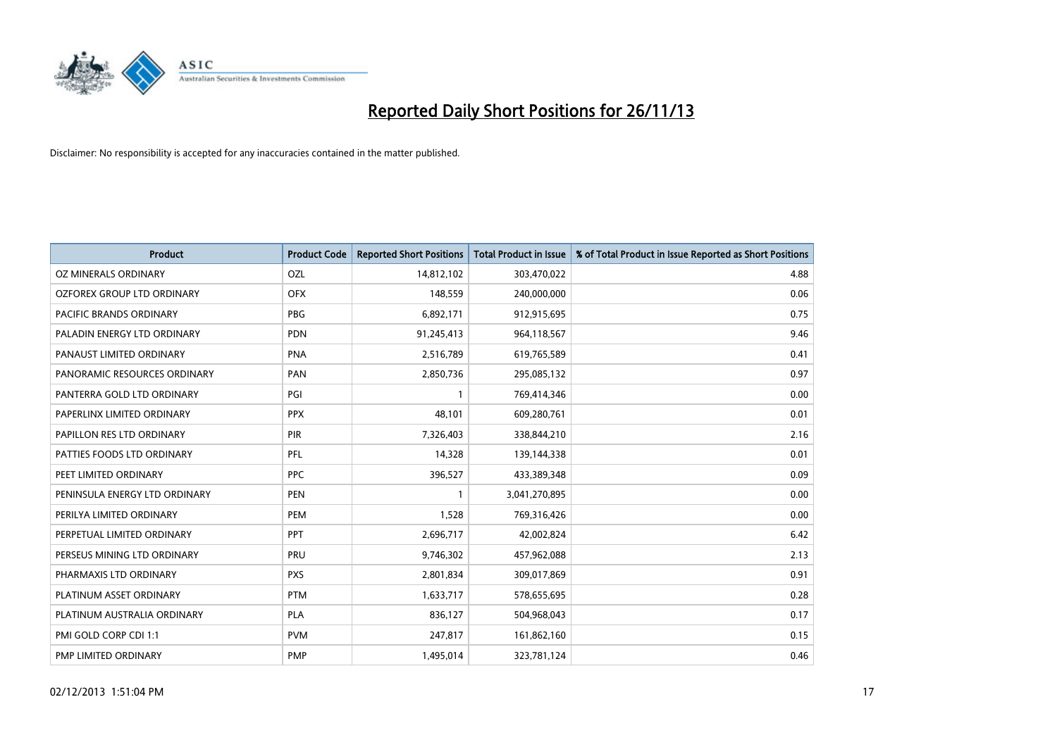# Reported Daily Short Positions for 26/11/13

Disclaimer: No responsibility is accepted for any inaccuracies contained in the matter published.

| Product | Product Code | Reported Short Positions | Total Product in Issue | % of Total Product in Issue Reported as Short Positions |
|---|---|---|---|---|
| OZ MINERALS ORDINARY | OZL | 14,812,102 | 303,470,022 | 4.88 |
| OZFOREX GROUP LTD ORDINARY | OFX | 148,559 | 240,000,000 | 0.06 |
| PACIFIC BRANDS ORDINARY | PBG | 6,892,171 | 912,915,695 | 0.75 |
| PALADIN ENERGY LTD ORDINARY | PDN | 91,245,413 | 964,118,567 | 9.46 |
| PANAUST LIMITED ORDINARY | PNA | 2,516,789 | 619,765,589 | 0.41 |
| PANORAMIC RESOURCES ORDINARY | PAN | 2,850,736 | 295,085,132 | 0.97 |
| PANTERRA GOLD LTD ORDINARY | PGI | 1 | 769,414,346 | 0.00 |
| PAPERLINX LIMITED ORDINARY | PPX | 48,101 | 609,280,761 | 0.01 |
| PAPILLON RES LTD ORDINARY | PIR | 7,326,403 | 338,844,210 | 2.16 |
| PATTIES FOODS LTD ORDINARY | PFL | 14,328 | 139,144,338 | 0.01 |
| PEET LIMITED ORDINARY | PPC | 396,527 | 433,389,348 | 0.09 |
| PENINSULA ENERGY LTD ORDINARY | PEN | 1 | 3,041,270,895 | 0.00 |
| PERILYA LIMITED ORDINARY | PEM | 1,528 | 769,316,426 | 0.00 |
| PERPETUAL LIMITED ORDINARY | PPT | 2,696,717 | 42,002,824 | 6.42 |
| PERSEUS MINING LTD ORDINARY | PRU | 9,746,302 | 457,962,088 | 2.13 |
| PHARMAXIS LTD ORDINARY | PXS | 2,801,834 | 309,017,869 | 0.91 |
| PLATINUM ASSET ORDINARY | PTM | 1,633,717 | 578,655,695 | 0.28 |
| PLATINUM AUSTRALIA ORDINARY | PLA | 836,127 | 504,968,043 | 0.17 |
| PMI GOLD CORP CDI 1:1 | PVM | 247,817 | 161,862,160 | 0.15 |
| PMP LIMITED ORDINARY | PMP | 1,495,014 | 323,781,124 | 0.46 |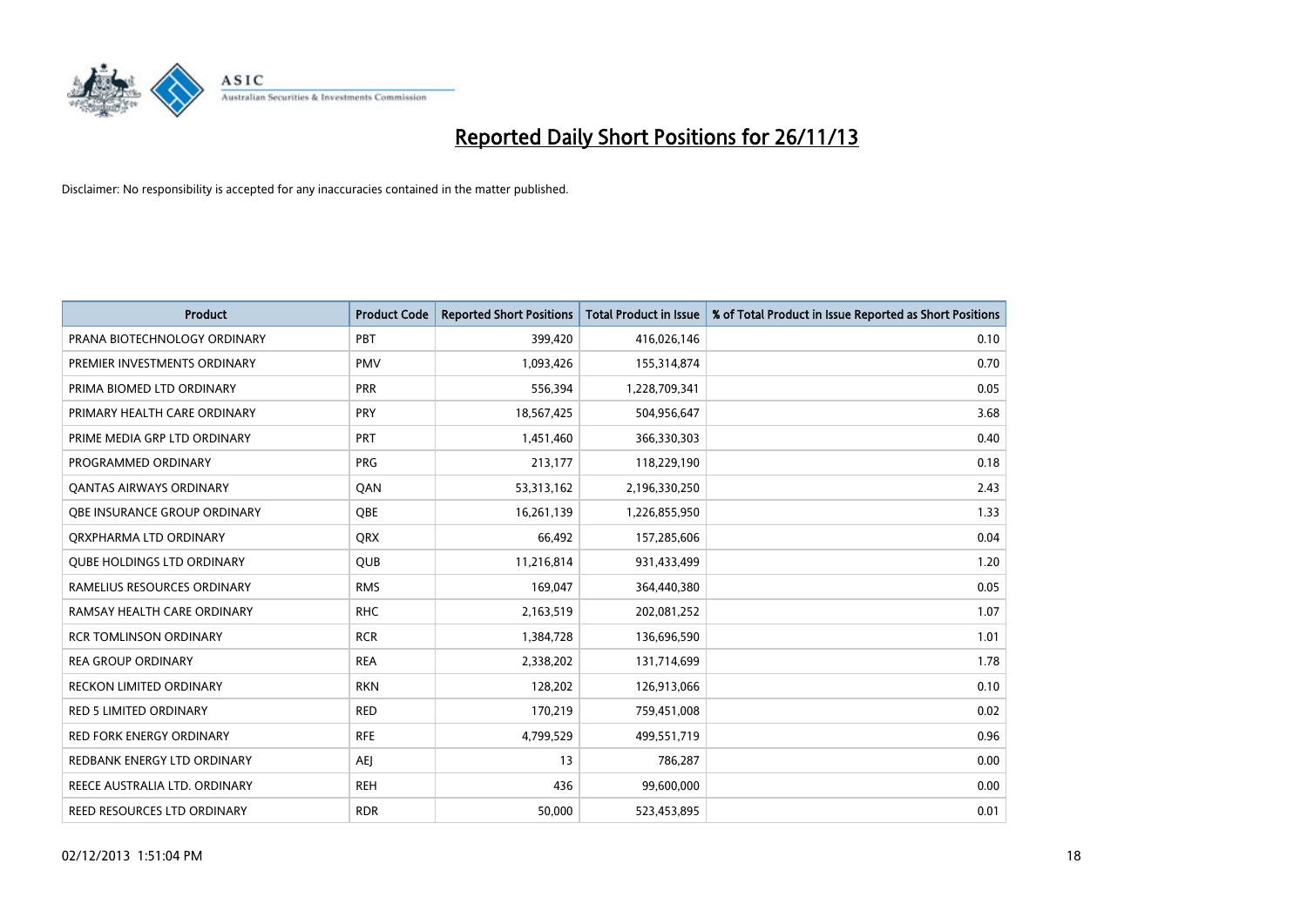# Reported Daily Short Positions for 26/11/13

Disclaimer: No responsibility is accepted for any inaccuracies contained in the matter published.

| Product | Product Code | Reported Short Positions | Total Product in Issue | % of Total Product in Issue Reported as Short Positions |
|---|---|---|---|---|
| PRANA BIOTECHNOLOGY ORDINARY | PBT | 399,420 | 416,026,146 | 0.10 |
| PREMIER INVESTMENTS ORDINARY | PMV | 1,093,426 | 155,314,874 | 0.70 |
| PRIMA BIOMED LTD ORDINARY | PRR | 556,394 | 1,228,709,341 | 0.05 |
| PRIMARY HEALTH CARE ORDINARY | PRY | 18,567,425 | 504,956,647 | 3.68 |
| PRIME MEDIA GRP LTD ORDINARY | PRT | 1,451,460 | 366,330,303 | 0.40 |
| PROGRAMMED ORDINARY | PRG | 213,177 | 118,229,190 | 0.18 |
| QANTAS AIRWAYS ORDINARY | QAN | 53,313,162 | 2,196,330,250 | 2.43 |
| QBE INSURANCE GROUP ORDINARY | QBE | 16,261,139 | 1,226,855,950 | 1.33 |
| QRXPHARMA LTD ORDINARY | QRX | 66,492 | 157,285,606 | 0.04 |
| QUBE HOLDINGS LTD ORDINARY | QUB | 11,216,814 | 931,433,499 | 1.20 |
| RAMELIUS RESOURCES ORDINARY | RMS | 169,047 | 364,440,380 | 0.05 |
| RAMSAY HEALTH CARE ORDINARY | RHC | 2,163,519 | 202,081,252 | 1.07 |
| RCR TOMLINSON ORDINARY | RCR | 1,384,728 | 136,696,590 | 1.01 |
| REA GROUP ORDINARY | REA | 2,338,202 | 131,714,699 | 1.78 |
| RECKON LIMITED ORDINARY | RKN | 128,202 | 126,913,066 | 0.10 |
| RED 5 LIMITED ORDINARY | RED | 170,219 | 759,451,008 | 0.02 |
| RED FORK ENERGY ORDINARY | RFE | 4,799,529 | 499,551,719 | 0.96 |
| REDBANK ENERGY LTD ORDINARY | AEJ | 13 | 786,287 | 0.00 |
| REECE AUSTRALIA LTD. ORDINARY | REH | 436 | 99,600,000 | 0.00 |
| REED RESOURCES LTD ORDINARY | RDR | 50,000 | 523,453,895 | 0.01 |

02/12/2013 1:51:04 PM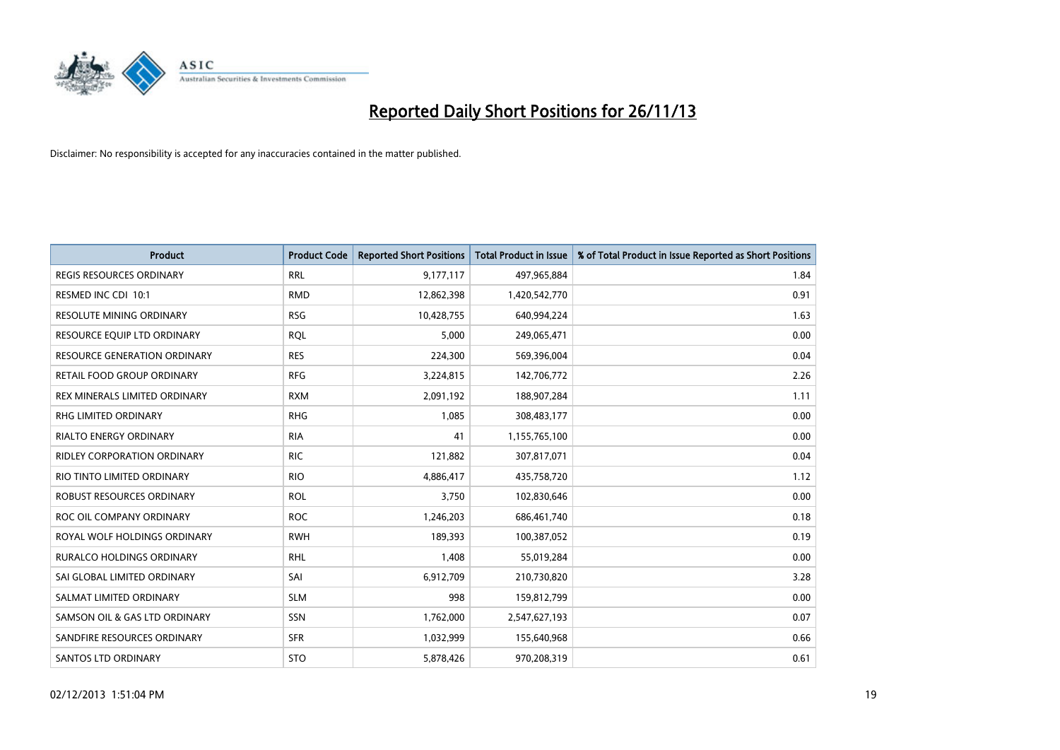# Reported Daily Short Positions for 26/11/13

Disclaimer: No responsibility is accepted for any inaccuracies contained in the matter published.

| Product | Product Code | Reported Short Positions | Total Product in Issue | % of Total Product in Issue Reported as Short Positions |
| --- | --- | --- | --- | --- |
| REGIS RESOURCES ORDINARY | RRL | 9,177,117 | 497,965,884 | 1.84 |
| RESMED INC CDI 10:1 | RMD | 12,862,398 | 1,420,542,770 | 0.91 |
| RESOLUTE MINING ORDINARY | RSG | 10,428,755 | 640,994,224 | 1.63 |
| RESOURCE EQUIP LTD ORDINARY | RQL | 5,000 | 249,065,471 | 0.00 |
| RESOURCE GENERATION ORDINARY | RES | 224,300 | 569,396,004 | 0.04 |
| RETAIL FOOD GROUP ORDINARY | RFG | 3,224,815 | 142,706,772 | 2.26 |
| REX MINERALS LIMITED ORDINARY | RXM | 2,091,192 | 188,907,284 | 1.11 |
| RHG LIMITED ORDINARY | RHG | 1,085 | 308,483,177 | 0.00 |
| RIALTO ENERGY ORDINARY | RIA | 41 | 1,155,765,100 | 0.00 |
| RIDLEY CORPORATION ORDINARY | RIC | 121,882 | 307,817,071 | 0.04 |
| RIO TINTO LIMITED ORDINARY | RIO | 4,886,417 | 435,758,720 | 1.12 |
| ROBUST RESOURCES ORDINARY | ROL | 3,750 | 102,830,646 | 0.00 |
| ROC OIL COMPANY ORDINARY | ROC | 1,246,203 | 686,461,740 | 0.18 |
| ROYAL WOLF HOLDINGS ORDINARY | RWH | 189,393 | 100,387,052 | 0.19 |
| RURALCO HOLDINGS ORDINARY | RHL | 1,408 | 55,019,284 | 0.00 |
| SAI GLOBAL LIMITED ORDINARY | SAI | 6,912,709 | 210,730,820 | 3.28 |
| SALMAT LIMITED ORDINARY | SLM | 998 | 159,812,799 | 0.00 |
| SAMSON OIL & GAS LTD ORDINARY | SSN | 1,762,000 | 2,547,627,193 | 0.07 |
| SANDFIRE RESOURCES ORDINARY | SFR | 1,032,999 | 155,640,968 | 0.66 |
| SANTOS LTD ORDINARY | STO | 5,878,426 | 970,208,319 | 0.61 |

02/12/2013 1:51:04 PM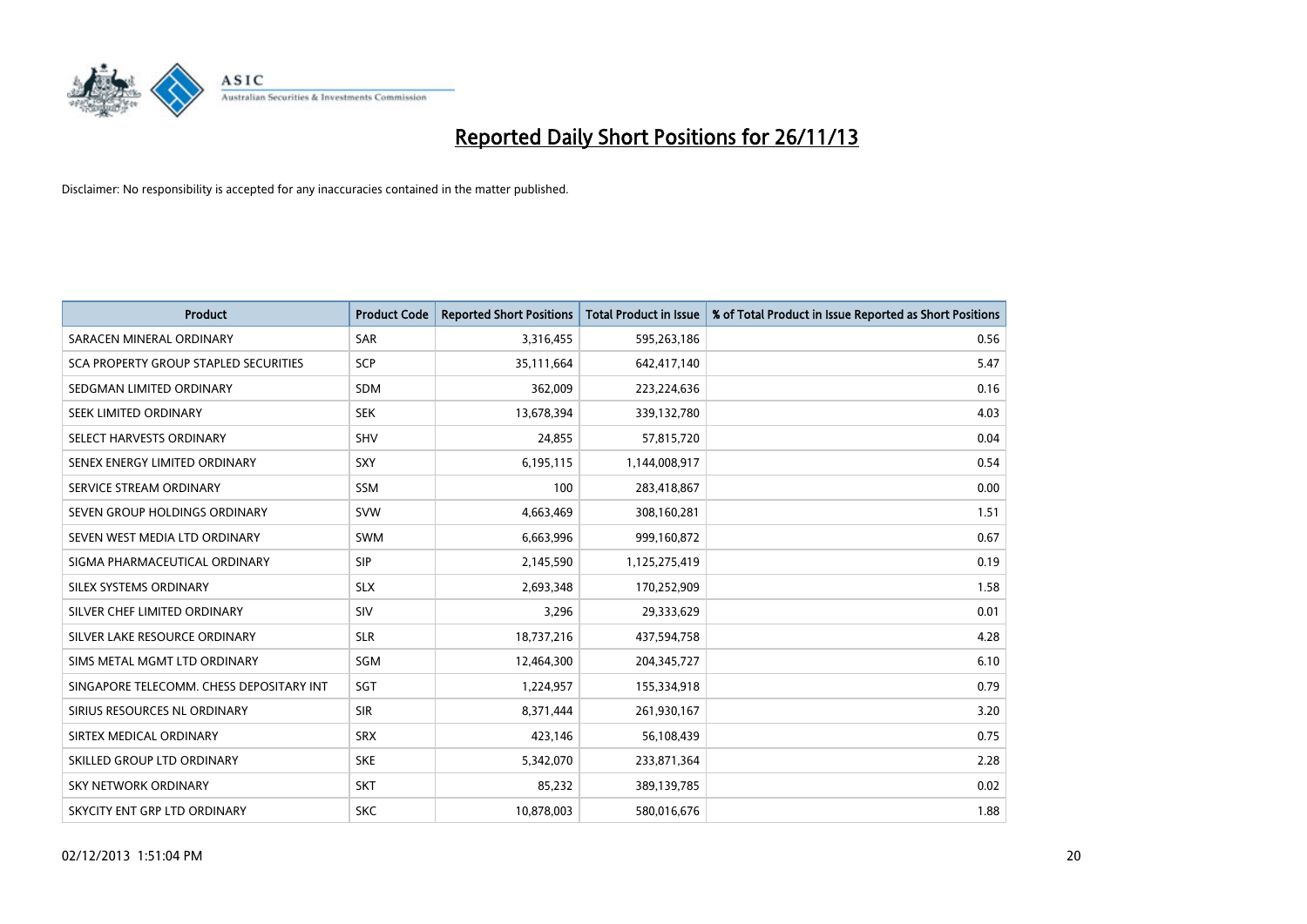# Reported Daily Short Positions for 26/11/13

Disclaimer: No responsibility is accepted for any inaccuracies contained in the matter published.

| Product | Product Code | Reported Short Positions | Total Product in Issue | % of Total Product in Issue Reported as Short Positions |
|---|---|---|---|---|
| SARACEN MINERAL ORDINARY | SAR | 3,316,455 | 595,263,186 | 0.56 |
| SCA PROPERTY GROUP STAPLED SECURITIES | SCP | 35,111,664 | 642,417,140 | 5.47 |
| SEDGMAN LIMITED ORDINARY | SDM | 362,009 | 223,224,636 | 0.16 |
| SEEK LIMITED ORDINARY | SEK | 13,678,394 | 339,132,780 | 4.03 |
| SELECT HARVESTS ORDINARY | SHV | 24,855 | 57,815,720 | 0.04 |
| SENEX ENERGY LIMITED ORDINARY | SXY | 6,195,115 | 1,144,008,917 | 0.54 |
| SERVICE STREAM ORDINARY | SSM | 100 | 283,418,867 | 0.00 |
| SEVEN GROUP HOLDINGS ORDINARY | SVW | 4,663,469 | 308,160,281 | 1.51 |
| SEVEN WEST MEDIA LTD ORDINARY | SWM | 6,663,996 | 999,160,872 | 0.67 |
| SIGMA PHARMACEUTICAL ORDINARY | SIP | 2,145,590 | 1,125,275,419 | 0.19 |
| SILEX SYSTEMS ORDINARY | SLX | 2,693,348 | 170,252,909 | 1.58 |
| SILVER CHEF LIMITED ORDINARY | SIV | 3,296 | 29,333,629 | 0.01 |
| SILVER LAKE RESOURCE ORDINARY | SLR | 18,737,216 | 437,594,758 | 4.28 |
| SIMS METAL MGMT LTD ORDINARY | SGM | 12,464,300 | 204,345,727 | 6.10 |
| SINGAPORE TELECOMM. CHESS DEPOSITARY INT | SGT | 1,224,957 | 155,334,918 | 0.79 |
| SIRIUS RESOURCES NL ORDINARY | SIR | 8,371,444 | 261,930,167 | 3.20 |
| SIRTEX MEDICAL ORDINARY | SRX | 423,146 | 56,108,439 | 0.75 |
| SKILLED GROUP LTD ORDINARY | SKE | 5,342,070 | 233,871,364 | 2.28 |
| SKY NETWORK ORDINARY | SKT | 85,232 | 389,139,785 | 0.02 |
| SKYCITY ENT GRP LTD ORDINARY | SKC | 10,878,003 | 580,016,676 | 1.88 |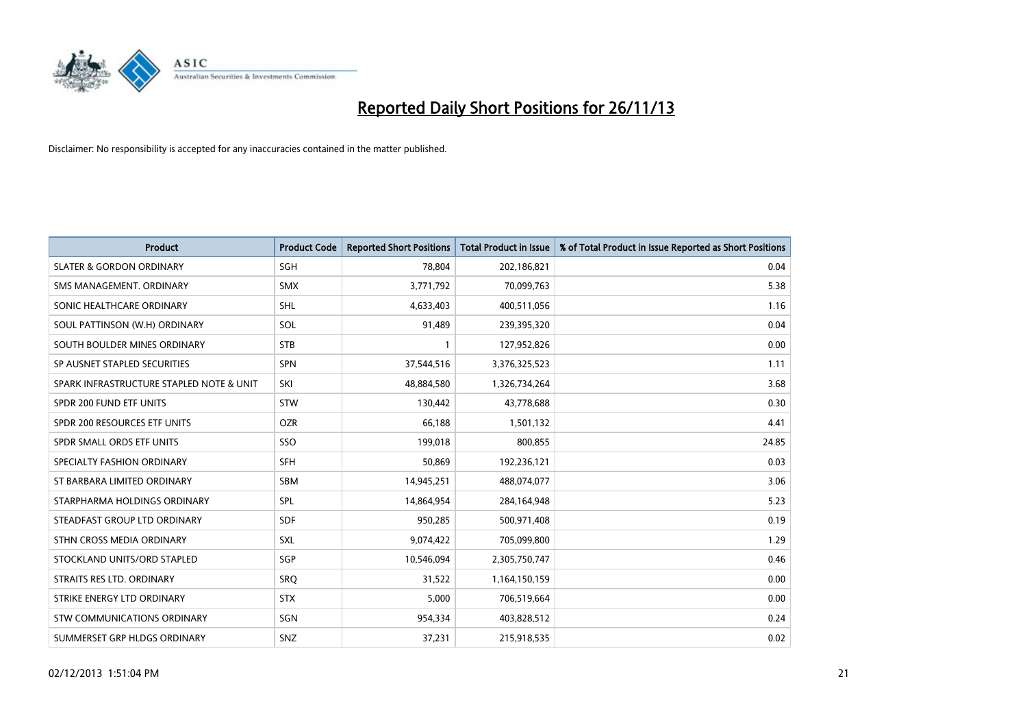# Reported Daily Short Positions for 26/11/13

Disclaimer: No responsibility is accepted for any inaccuracies contained in the matter published.

| Product | Product Code | Reported Short Positions | Total Product in Issue | % of Total Product in Issue Reported as Short Positions |
|---|---|---|---|---|
| SLATER & GORDON ORDINARY | SGH | 78,804 | 202,186,821 | 0.04 |
| SMS MANAGEMENT. ORDINARY | SMX | 3,771,792 | 70,099,763 | 5.38 |
| SONIC HEALTHCARE ORDINARY | SHL | 4,633,403 | 400,511,056 | 1.16 |
| SOUL PATTINSON (W.H) ORDINARY | SOL | 91,489 | 239,395,320 | 0.04 |
| SOUTH BOULDER MINES ORDINARY | STB | 1 | 127,952,826 | 0.00 |
| SP AUSNET STAPLED SECURITIES | SPN | 37,544,516 | 3,376,325,523 | 1.11 |
| SPARK INFRASTRUCTURE STAPLED NOTE & UNIT | SKI | 48,884,580 | 1,326,734,264 | 3.68 |
| SPDR 200 FUND ETF UNITS | STW | 130,442 | 43,778,688 | 0.30 |
| SPDR 200 RESOURCES ETF UNITS | OZR | 66,188 | 1,501,132 | 4.41 |
| SPDR SMALL ORDS ETF UNITS | SSO | 199,018 | 800,855 | 24.85 |
| SPECIALTY FASHION ORDINARY | SFH | 50,869 | 192,236,121 | 0.03 |
| ST BARBARA LIMITED ORDINARY | SBM | 14,945,251 | 488,074,077 | 3.06 |
| STARPHARMA HOLDINGS ORDINARY | SPL | 14,864,954 | 284,164,948 | 5.23 |
| STEADFAST GROUP LTD ORDINARY | SDF | 950,285 | 500,971,408 | 0.19 |
| STHN CROSS MEDIA ORDINARY | SXL | 9,074,422 | 705,099,800 | 1.29 |
| STOCKLAND UNITS/ORD STAPLED | SGP | 10,546,094 | 2,305,750,747 | 0.46 |
| STRAITS RES LTD. ORDINARY | SRQ | 31,522 | 1,164,150,159 | 0.00 |
| STRIKE ENERGY LTD ORDINARY | STX | 5,000 | 706,519,664 | 0.00 |
| STW COMMUNICATIONS ORDINARY | SGN | 954,334 | 403,828,512 | 0.24 |
| SUMMERSET GRP HLDGS ORDINARY | SNZ | 37,231 | 215,918,535 | 0.02 |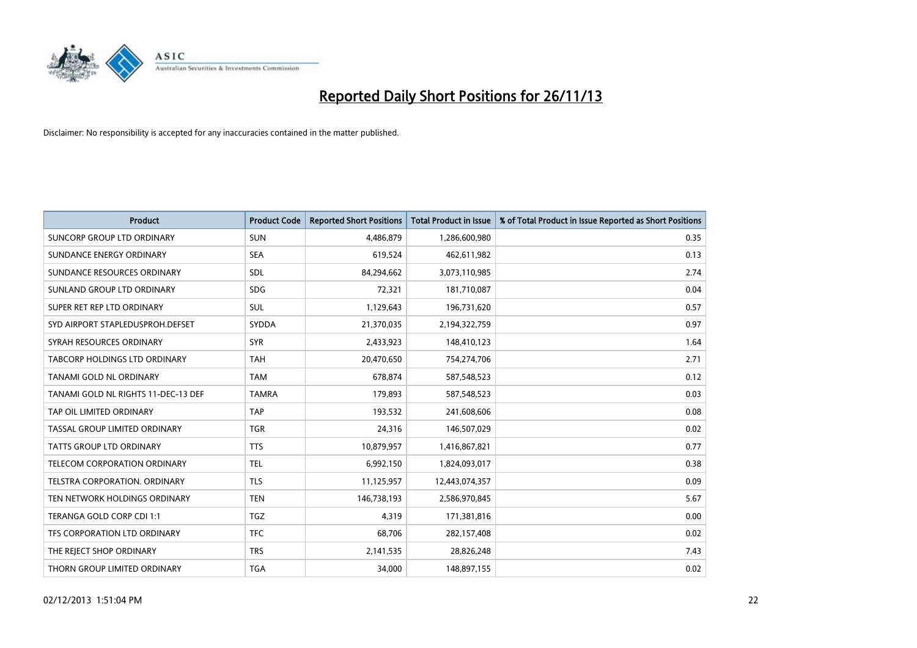# Reported Daily Short Positions for 26/11/13

Disclaimer: No responsibility is accepted for any inaccuracies contained in the matter published.

| Product | Product Code | Reported Short Positions | Total Product in Issue | % of Total Product in Issue Reported as Short Positions |
|---|---|---|---|---|
| SUNCORP GROUP LTD ORDINARY | SUN | 4,486,879 | 1,286,600,980 | 0.35 |
| SUNDANCE ENERGY ORDINARY | SEA | 619,524 | 462,611,982 | 0.13 |
| SUNDANCE RESOURCES ORDINARY | SDL | 84,294,662 | 3,073,110,985 | 2.74 |
| SUNLAND GROUP LTD ORDINARY | SDG | 72,321 | 181,710,087 | 0.04 |
| SUPER RET REP LTD ORDINARY | SUL | 1,129,643 | 196,731,620 | 0.57 |
| SYD AIRPORT STAPLEDUSPROH.DEFSET | SYDDA | 21,370,035 | 2,194,322,759 | 0.97 |
| SYRAH RESOURCES ORDINARY | SYR | 2,433,923 | 148,410,123 | 1.64 |
| TABCORP HOLDINGS LTD ORDINARY | TAH | 20,470,650 | 754,274,706 | 2.71 |
| TANAMI GOLD NL ORDINARY | TAM | 678,874 | 587,548,523 | 0.12 |
| TANAMI GOLD NL RIGHTS 11-DEC-13 DEF | TAMRA | 179,893 | 587,548,523 | 0.03 |
| TAP OIL LIMITED ORDINARY | TAP | 193,532 | 241,608,606 | 0.08 |
| TASSAL GROUP LIMITED ORDINARY | TGR | 24,316 | 146,507,029 | 0.02 |
| TATTS GROUP LTD ORDINARY | TTS | 10,879,957 | 1,416,867,821 | 0.77 |
| TELECOM CORPORATION ORDINARY | TEL | 6,992,150 | 1,824,093,017 | 0.38 |
| TELSTRA CORPORATION. ORDINARY | TLS | 11,125,957 | 12,443,074,357 | 0.09 |
| TEN NETWORK HOLDINGS ORDINARY | TEN | 146,738,193 | 2,586,970,845 | 5.67 |
| TERANGA GOLD CORP CDI 1:1 | TGZ | 4,319 | 171,381,816 | 0.00 |
| TFS CORPORATION LTD ORDINARY | TFC | 68,706 | 282,157,408 | 0.02 |
| THE REJECT SHOP ORDINARY | TRS | 2,141,535 | 28,826,248 | 7.43 |
| THORN GROUP LIMITED ORDINARY | TGA | 34,000 | 148,897,155 | 0.02 |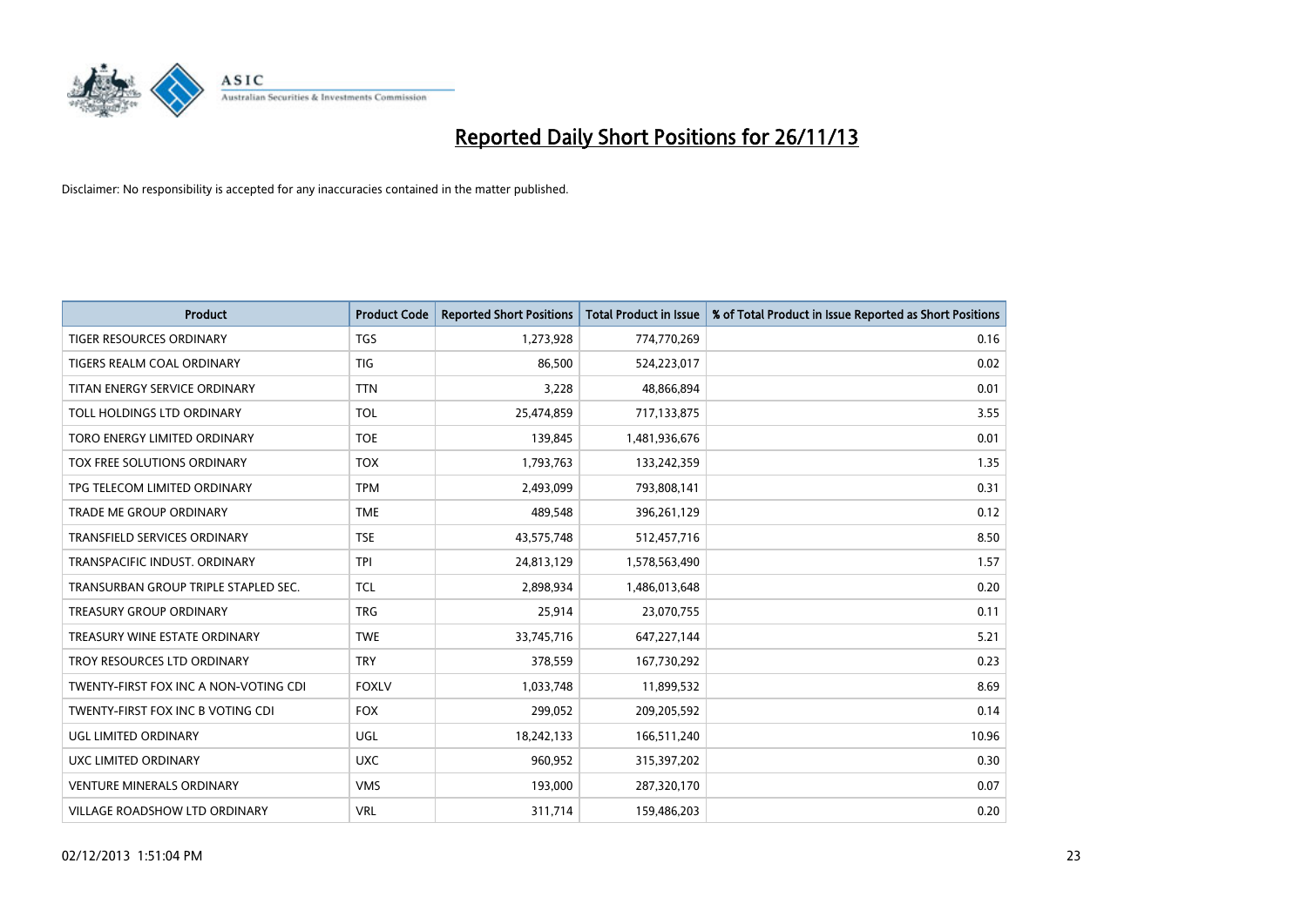# Reported Daily Short Positions for 26/11/13

Disclaimer: No responsibility is accepted for any inaccuracies contained in the matter published.

| Product | Product Code | Reported Short Positions | Total Product in Issue | % of Total Product in Issue Reported as Short Positions |
|---|---|---|---|---|
| TIGER RESOURCES ORDINARY | TGS | 1,273,928 | 774,770,269 | 0.16 |
| TIGERS REALM COAL ORDINARY | TIG | 86,500 | 524,223,017 | 0.02 |
| TITAN ENERGY SERVICE ORDINARY | TTN | 3,228 | 48,866,894 | 0.01 |
| TOLL HOLDINGS LTD ORDINARY | TOL | 25,474,859 | 717,133,875 | 3.55 |
| TORO ENERGY LIMITED ORDINARY | TOE | 139,845 | 1,481,936,676 | 0.01 |
| TOX FREE SOLUTIONS ORDINARY | TOX | 1,793,763 | 133,242,359 | 1.35 |
| TPG TELECOM LIMITED ORDINARY | TPM | 2,493,099 | 793,808,141 | 0.31 |
| TRADE ME GROUP ORDINARY | TME | 489,548 | 396,261,129 | 0.12 |
| TRANSFIELD SERVICES ORDINARY | TSE | 43,575,748 | 512,457,716 | 8.50 |
| TRANSPACIFIC INDUST. ORDINARY | TPI | 24,813,129 | 1,578,563,490 | 1.57 |
| TRANSURBAN GROUP TRIPLE STAPLED SEC. | TCL | 2,898,934 | 1,486,013,648 | 0.20 |
| TREASURY GROUP ORDINARY | TRG | 25,914 | 23,070,755 | 0.11 |
| TREASURY WINE ESTATE ORDINARY | TWE | 33,745,716 | 647,227,144 | 5.21 |
| TROY RESOURCES LTD ORDINARY | TRY | 378,559 | 167,730,292 | 0.23 |
| TWENTY-FIRST FOX INC A NON-VOTING CDI | FOXLV | 1,033,748 | 11,899,532 | 8.69 |
| TWENTY-FIRST FOX INC B VOTING CDI | FOX | 299,052 | 209,205,592 | 0.14 |
| UGL LIMITED ORDINARY | UGL | 18,242,133 | 166,511,240 | 10.96 |
| UXC LIMITED ORDINARY | UXC | 960,952 | 315,397,202 | 0.30 |
| VENTURE MINERALS ORDINARY | VMS | 193,000 | 287,320,170 | 0.07 |
| VILLAGE ROADSHOW LTD ORDINARY | VRL | 311,714 | 159,486,203 | 0.20 |

02/12/2013 1:51:04 PM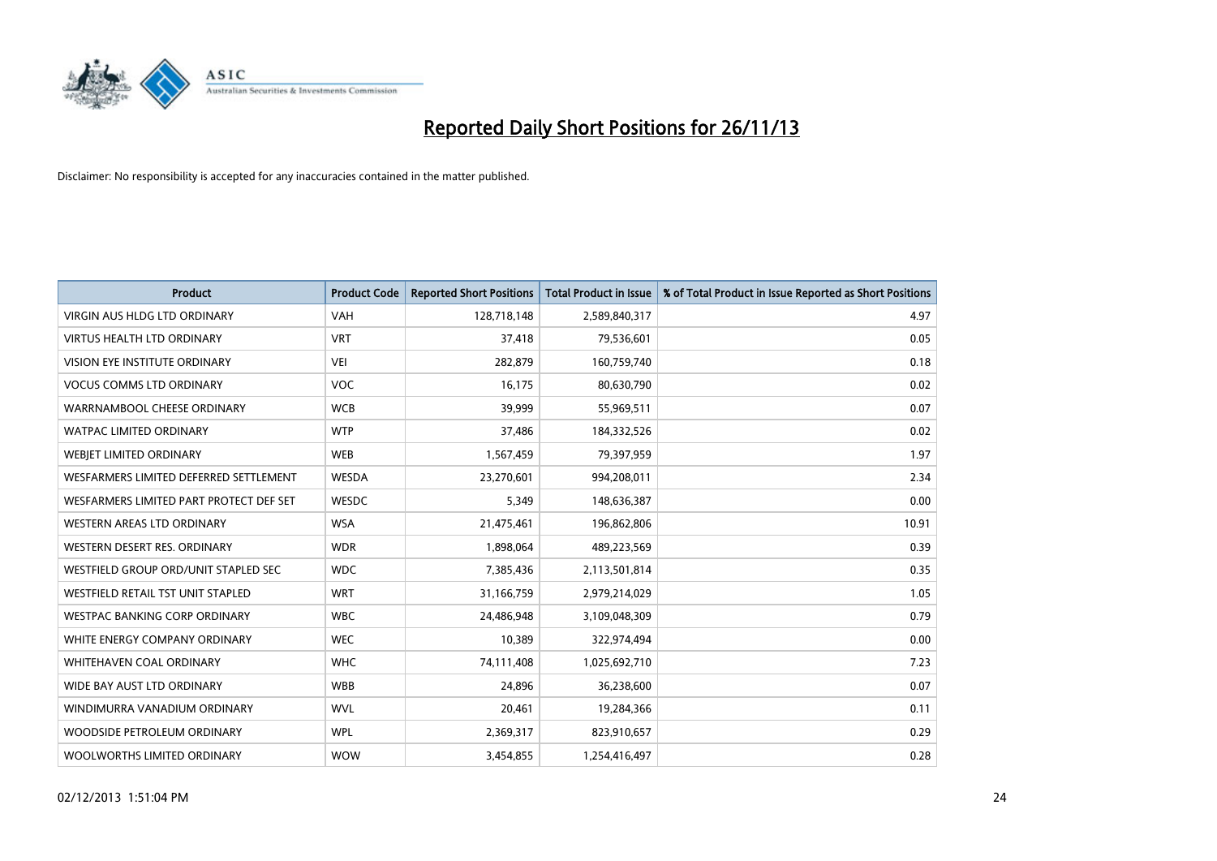# Reported Daily Short Positions for 26/11/13

Disclaimer: No responsibility is accepted for any inaccuracies contained in the matter published.

| Product | Product Code | Reported Short Positions | Total Product in Issue | % of Total Product in Issue Reported as Short Positions |
|---|---|---|---|---|
| VIRGIN AUS HLDG LTD ORDINARY | VAH | 128,718,148 | 2,589,840,317 | 4.97 |
| VIRTUS HEALTH LTD ORDINARY | VRT | 37,418 | 79,536,601 | 0.05 |
| VISION EYE INSTITUTE ORDINARY | VEI | 282,879 | 160,759,740 | 0.18 |
| VOCUS COMMS LTD ORDINARY | VOC | 16,175 | 80,630,790 | 0.02 |
| WARRNAMBOOL CHEESE ORDINARY | WCB | 39,999 | 55,969,511 | 0.07 |
| WATPAC LIMITED ORDINARY | WTP | 37,486 | 184,332,526 | 0.02 |
| WEBJET LIMITED ORDINARY | WEB | 1,567,459 | 79,397,959 | 1.97 |
| WESFARMERS LIMITED DEFERRED SETTLEMENT | WESDA | 23,270,601 | 994,208,011 | 2.34 |
| WESFARMERS LIMITED PART PROTECT DEF SET | WESDC | 5,349 | 148,636,387 | 0.00 |
| WESTERN AREAS LTD ORDINARY | WSA | 21,475,461 | 196,862,806 | 10.91 |
| WESTERN DESERT RES. ORDINARY | WDR | 1,898,064 | 489,223,569 | 0.39 |
| WESTFIELD GROUP ORD/UNIT STAPLED SEC | WDC | 7,385,436 | 2,113,501,814 | 0.35 |
| WESTFIELD RETAIL TST UNIT STAPLED | WRT | 31,166,759 | 2,979,214,029 | 1.05 |
| WESTPAC BANKING CORP ORDINARY | WBC | 24,486,948 | 3,109,048,309 | 0.79 |
| WHITE ENERGY COMPANY ORDINARY | WEC | 10,389 | 322,974,494 | 0.00 |
| WHITEHAVEN COAL ORDINARY | WHC | 74,111,408 | 1,025,692,710 | 7.23 |
| WIDE BAY AUST LTD ORDINARY | WBB | 24,896 | 36,238,600 | 0.07 |
| WINDIMURRA VANADIUM ORDINARY | WVL | 20,461 | 19,284,366 | 0.11 |
| WOODSIDE PETROLEUM ORDINARY | WPL | 2,369,317 | 823,910,657 | 0.29 |
| WOOLWORTHS LIMITED ORDINARY | WOW | 3,454,855 | 1,254,416,497 | 0.28 |

02/12/2013 1:51:04 PM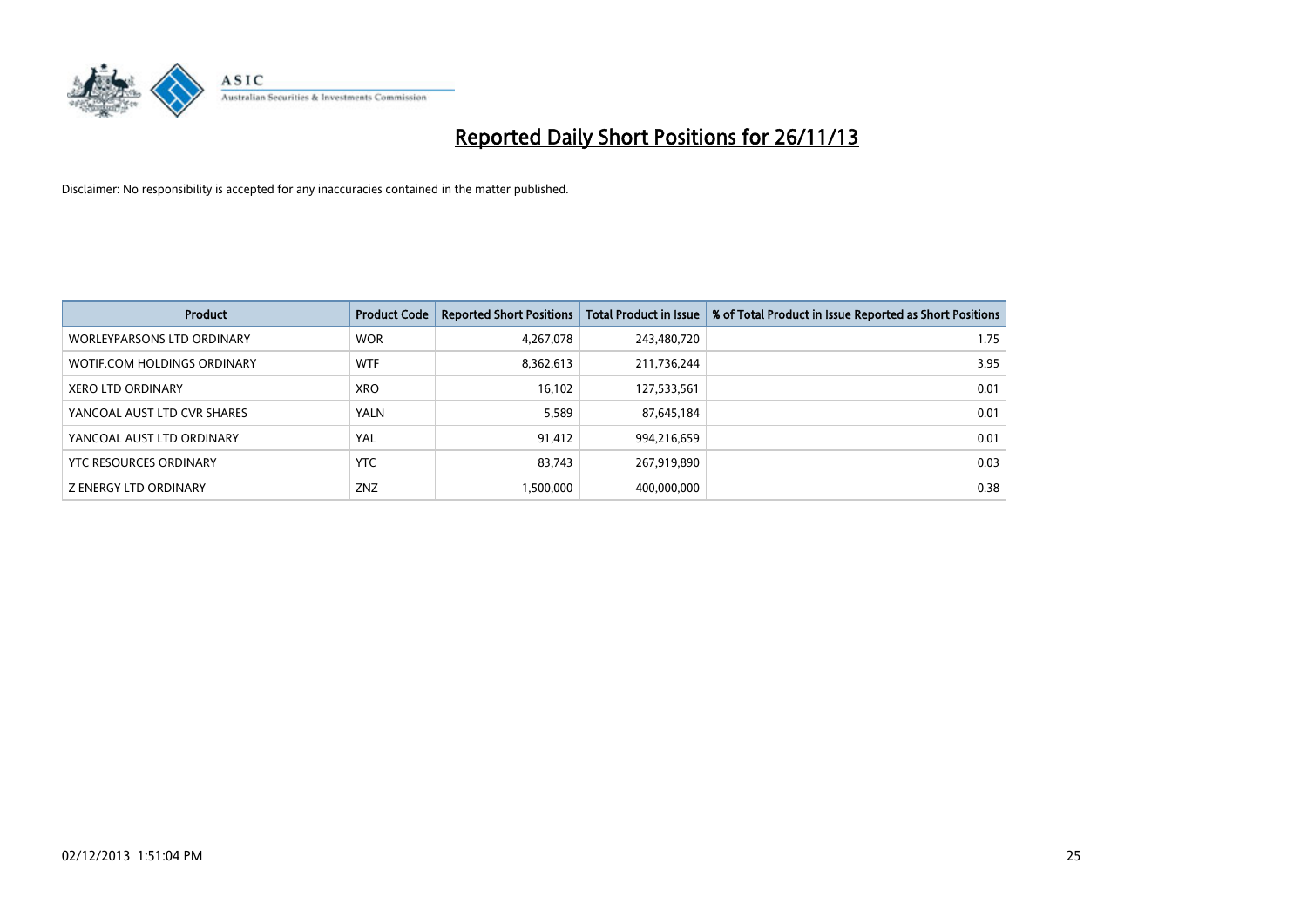# Reported Daily Short Positions for 26/11/13

Disclaimer: No responsibility is accepted for any inaccuracies contained in the matter published.

| Product | Product Code | Reported Short Positions | Total Product in Issue | % of Total Product in Issue Reported as Short Positions |
|---|---|---|---|---|
| WORLEYPARSONS LTD ORDINARY | WOR | 4,267,078 | 243,480,720 | 1.75 |
| WOTIF.COM HOLDINGS ORDINARY | WTF | 8,362,613 | 211,736,244 | 3.95 |
| XERO LTD ORDINARY | XRO | 16,102 | 127,533,561 | 0.01 |
| YANCOAL AUST LTD CVR SHARES | YALN | 5,589 | 87,645,184 | 0.01 |
| YANCOAL AUST LTD ORDINARY | YAL | 91,412 | 994,216,659 | 0.01 |
| YTC RESOURCES ORDINARY | YTC | 83,743 | 267,919,890 | 0.03 |
| Z ENERGY LTD ORDINARY | ZNZ | 1,500,000 | 400,000,000 | 0.38 |

02/12/2013 1:51:04 PM